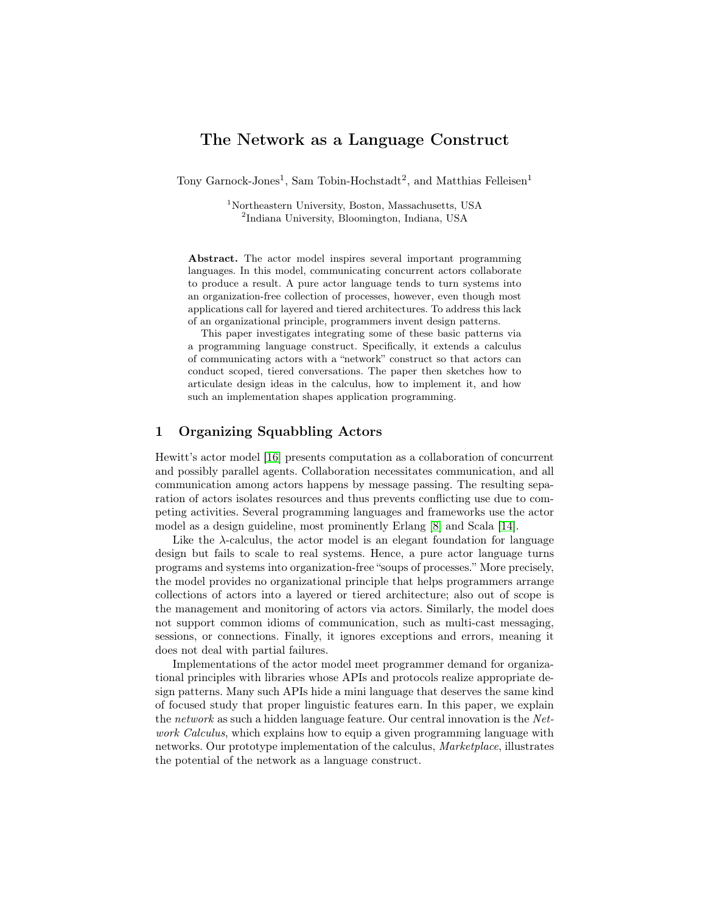# The Network as a Language Construct

Tony Garnock-Jones[1], Sam Tobin-Hochstadt[2], and Matthias Felleisen[1]

[1]Northeastern University, Boston, Massachusetts, USA
[2]Indiana University, Bloomington, Indiana, USA

**Abstract.** The actor model inspires several important programming languages. In this model, communicating concurrent actors collaborate to produce a result. A pure actor language tends to turn systems into an organization-free collection of processes, however, even though most applications call for layered and tiered architectures. To address this lack of an organizational principle, programmers invent design patterns.

This paper investigates integrating some of these basic patterns via a programming language construct. Specifically, it extends a calculus of communicating actors with a "network" construct so that actors can conduct scoped, tiered conversations. The paper then sketches how to articulate design ideas in the calculus, how to implement it, and how such an implementation shapes application programming.

## 1 Organizing Squabbling Actors

Hewitt's actor model [16] presents computation as a collaboration of concurrent and possibly parallel agents. Collaboration necessitates communication, and all communication among actors happens by message passing. The resulting separation of actors isolates resources and thus prevents conflicting use due to competing activities. Several programming languages and frameworks use the actor model as a design guideline, most prominently Erlang [8] and Scala [14].

Like the λ-calculus, the actor model is an elegant foundation for language design but fails to scale to real systems. Hence, a pure actor language turns programs and systems into organization-free "soups of processes." More precisely, the model provides no organizational principle that helps programmers arrange collections of actors into a layered or tiered architecture; also out of scope is the management and monitoring of actors via actors. Similarly, the model does not support common idioms of communication, such as multi-cast messaging, sessions, or connections. Finally, it ignores exceptions and errors, meaning it does not deal with partial failures.

Implementations of the actor model meet programmer demand for organizational principles with libraries whose APIs and protocols realize appropriate design patterns. Many such APIs hide a mini language that deserves the same kind of focused study that proper linguistic features earn. In this paper, we explain the *network* as such a hidden language feature. Our central innovation is the *Network Calculus*, which explains how to equip a given programming language with networks. Our prototype implementation of the calculus, *Marketplace*, illustrates the potential of the network as a language construct.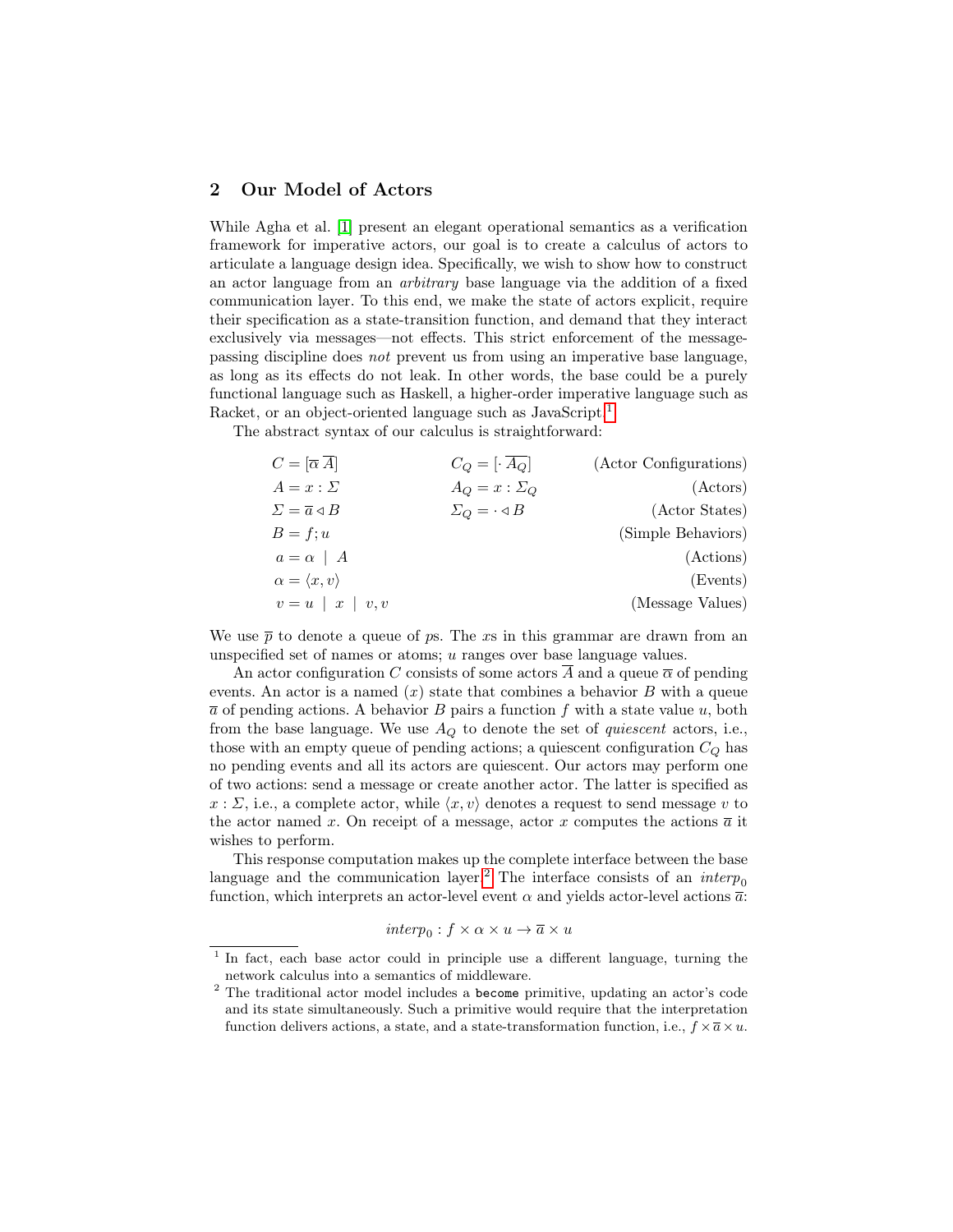## 2 Our Model of Actors

While Agha et al. [1] present an elegant operational semantics as a verification framework for imperative actors, our goal is to create a calculus of actors to articulate a language design idea. Specifically, we wish to show how to construct an actor language from an *arbitrary* base language via the addition of a fixed communication layer. To this end, we make the state of actors explicit, require their specification as a state-transition function, and demand that they interact exclusively via messages—not effects. This strict enforcement of the message-passing discipline does *not* prevent us from using an imperative base language, as long as its effects do not leak. In other words, the base could be a purely functional language such as Haskell, a higher-order imperative language such as Racket, or an object-oriented language such as JavaScript.[1]

The abstract syntax of our calculus is straightforward:

| | | |
|---|---|---|
| $C = [\overline{\alpha}\ \overline{A}]$ | $C_Q = [\cdot\ \overline{A_Q}]$ | (Actor Configurations) |
| $A = x : \Sigma$ | $A_Q = x : \Sigma_Q$ | (Actors) |
| $\Sigma = \overline{a} \triangleleft B$ | $\Sigma_Q = \cdot \triangleleft B$ | (Actor States) |
| $B = f; u$ | | (Simple Behaviors) |
| $a = \alpha \ \mid\ A$ | | (Actions) |
| $\alpha = \langle x, v \rangle$ | | (Events) |
| $v = u \ \mid\ x \ \mid\ v, v$ | | (Message Values) |

We use $\overline{p}$ to denote a queue of $p$s. The $x$s in this grammar are drawn from an unspecified set of names or atoms; $u$ ranges over base language values.

An actor configuration $C$ consists of some actors $\overline{A}$ and a queue $\overline{\alpha}$ of pending events. An actor is a named ($x$) state that combines a behavior $B$ with a queue $\overline{a}$ of pending actions. A behavior $B$ pairs a function $f$ with a state value $u$, both from the base language. We use $A_Q$ to denote the set of *quiescent* actors, i.e., those with an empty queue of pending actions; a quiescent configuration $C_Q$ has no pending events and all its actors are quiescent. Our actors may perform one of two actions: send a message or create another actor. The latter is specified as $x : \Sigma$, i.e., a complete actor, while $\langle x, v \rangle$ denotes a request to send message $v$ to the actor named $x$. On receipt of a message, actor $x$ computes the actions $\overline{a}$ it wishes to perform.

This response computation makes up the complete interface between the base language and the communication layer.[2] The interface consists of an $interp_0$ function, which interprets an actor-level event $\alpha$ and yields actor-level actions $\overline{a}$:

$$interp_0 : f \times \alpha \times u \to \overline{a} \times u$$

[1] In fact, each base actor could in principle use a different language, turning the network calculus into a semantics of middleware.

[2] The traditional actor model includes a `become` primitive, updating an actor's code and its state simultaneously. Such a primitive would require that the interpretation function delivers actions, a state, and a state-transformation function, i.e., $f \times \overline{a} \times u$.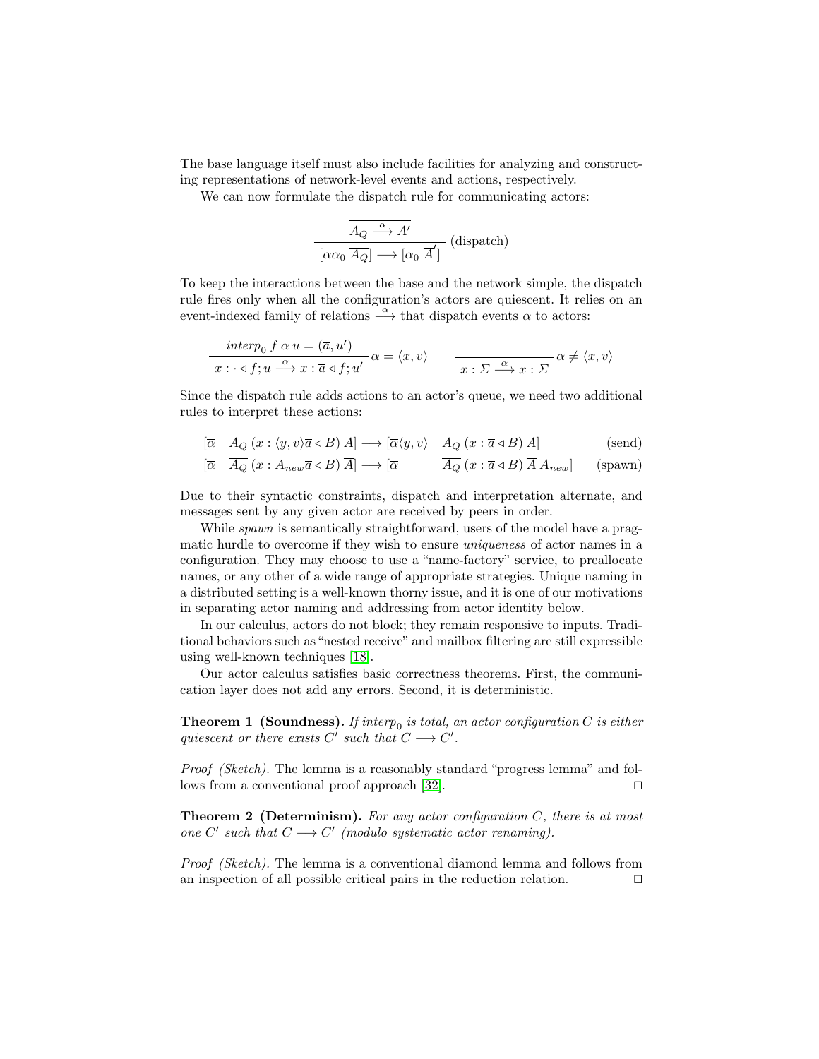The base language itself must also include facilities for analyzing and constructing representations of network-level events and actions, respectively.

We can now formulate the dispatch rule for communicating actors:

$$\frac{\overline{A_Q \xrightarrow{\alpha} A'}}{[\alpha\overline{\alpha}_0\ \overline{A_Q}] \longrightarrow [\overline{\alpha}_0\ \overline{A}']}\ \text{(dispatch)}$$

To keep the interactions between the base and the network simple, the dispatch rule fires only when all the configuration's actors are quiescent. It relies on an event-indexed family of relations $\xrightarrow{\alpha}$ that dispatch events $\alpha$ to actors:

$$\frac{\mathit{interp}_0\ f\ \alpha\ u = (\overline{a}, u')}{x : \cdot \triangleleft f; u \xrightarrow{\alpha} x : \overline{a} \triangleleft f; u'}\ \alpha = \langle x, v\rangle \qquad \frac{}{x : \Sigma \xrightarrow{\alpha} x : \Sigma}\ \alpha \neq \langle x, v\rangle$$

Since the dispatch rule adds actions to an actor's queue, we need two additional rules to interpret these actions:

$$[\overline{\alpha} \quad \overline{A_Q}\ (x : \langle y, v\rangle\overline{a} \triangleleft B)\ \overline{A}] \longrightarrow [\overline{\alpha}\langle y, v\rangle \quad \overline{A_Q}\ (x : \overline{a} \triangleleft B)\ \overline{A}] \qquad \text{(send)}$$

$$[\overline{\alpha} \quad \overline{A_Q}\ (x : A_{new}\overline{a} \triangleleft B)\ \overline{A}] \longrightarrow [\overline{\alpha} \qquad \overline{A_Q}\ (x : \overline{a} \triangleleft B)\ \overline{A}\ A_{new}] \qquad \text{(spawn)}$$

Due to their syntactic constraints, dispatch and interpretation alternate, and messages sent by any given actor are received by peers in order.

While *spawn* is semantically straightforward, users of the model have a pragmatic hurdle to overcome if they wish to ensure *uniqueness* of actor names in a configuration. They may choose to use a "name-factory" service, to preallocate names, or any other of a wide range of appropriate strategies. Unique naming in a distributed setting is a well-known thorny issue, and it is one of our motivations in separating actor naming and addressing from actor identity below.

In our calculus, actors do not block; they remain responsive to inputs. Traditional behaviors such as "nested receive" and mailbox filtering are still expressible using well-known techniques [18].

Our actor calculus satisfies basic correctness theorems. First, the communication layer does not add any errors. Second, it is deterministic.

**Theorem 1 (Soundness).** *If $\mathit{interp}_0$ is total, an actor configuration $C$ is either quiescent or there exists $C'$ such that $C \longrightarrow C'$.*

*Proof (Sketch).* The lemma is a reasonably standard "progress lemma" and follows from a conventional proof approach [32]. ◻

**Theorem 2 (Determinism).** *For any actor configuration $C$, there is at most one $C'$ such that $C \longrightarrow C'$ (modulo systematic actor renaming).*

*Proof (Sketch).* The lemma is a conventional diamond lemma and follows from an inspection of all possible critical pairs in the reduction relation. ◻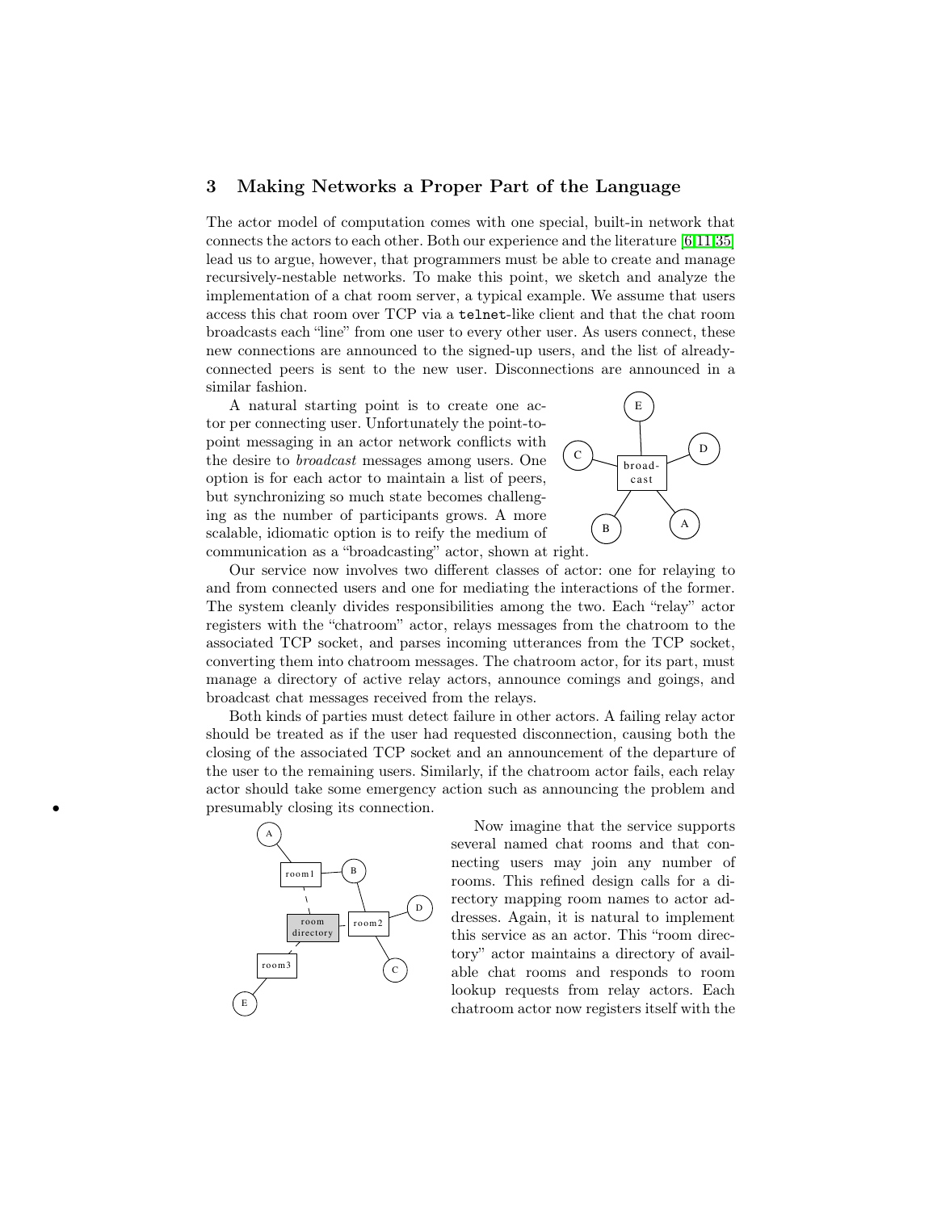## 3 Making Networks a Proper Part of the Language

The actor model of computation comes with one special, built-in network that connects the actors to each other. Both our experience and the literature [6,11,35] lead us to argue, however, that programmers must be able to create and manage recursively-nestable networks. To make this point, we sketch and analyze the implementation of a chat room server, a typical example. We assume that users access this chat room over TCP via a `telnet`-like client and that the chat room broadcasts each "line" from one user to every other user. As users connect, these new connections are announced to the signed-up users, and the list of already-connected peers is sent to the new user. Disconnections are announced in a similar fashion.

A natural starting point is to create one actor per connecting user. Unfortunately the point-to-point messaging in an actor network conflicts with the desire to *broadcast* messages among users. One option is for each actor to maintain a list of peers, but synchronizing so much state becomes challenging as the number of participants grows. A more scalable, idiomatic option is to reify the medium of communication as a "broadcasting" actor, shown at right.

Our service now involves two different classes of actor: one for relaying to and from connected users and one for mediating the interactions of the former. The system cleanly divides responsibilities among the two. Each "relay" actor registers with the "chatroom" actor, relays messages from the chatroom to the associated TCP socket, and parses incoming utterances from the TCP socket, converting them into chatroom messages. The chatroom actor, for its part, must manage a directory of active relay actors, announce comings and goings, and broadcast chat messages received from the relays.

Both kinds of parties must detect failure in other actors. A failing relay actor should be treated as if the user had requested disconnection, causing both the closing of the associated TCP socket and an announcement of the departure of the user to the remaining users. Similarly, if the chatroom actor fails, each relay actor should take some emergency action such as announcing the problem and presumably closing its connection.

Now imagine that the service supports several named chat rooms and that connecting users may join any number of rooms. This refined design calls for a directory mapping room names to actor addresses. Again, it is natural to implement this service as an actor. This "room directory" actor maintains a directory of available chat rooms and responds to room lookup requests from relay actors. Each chatroom actor now registers itself with the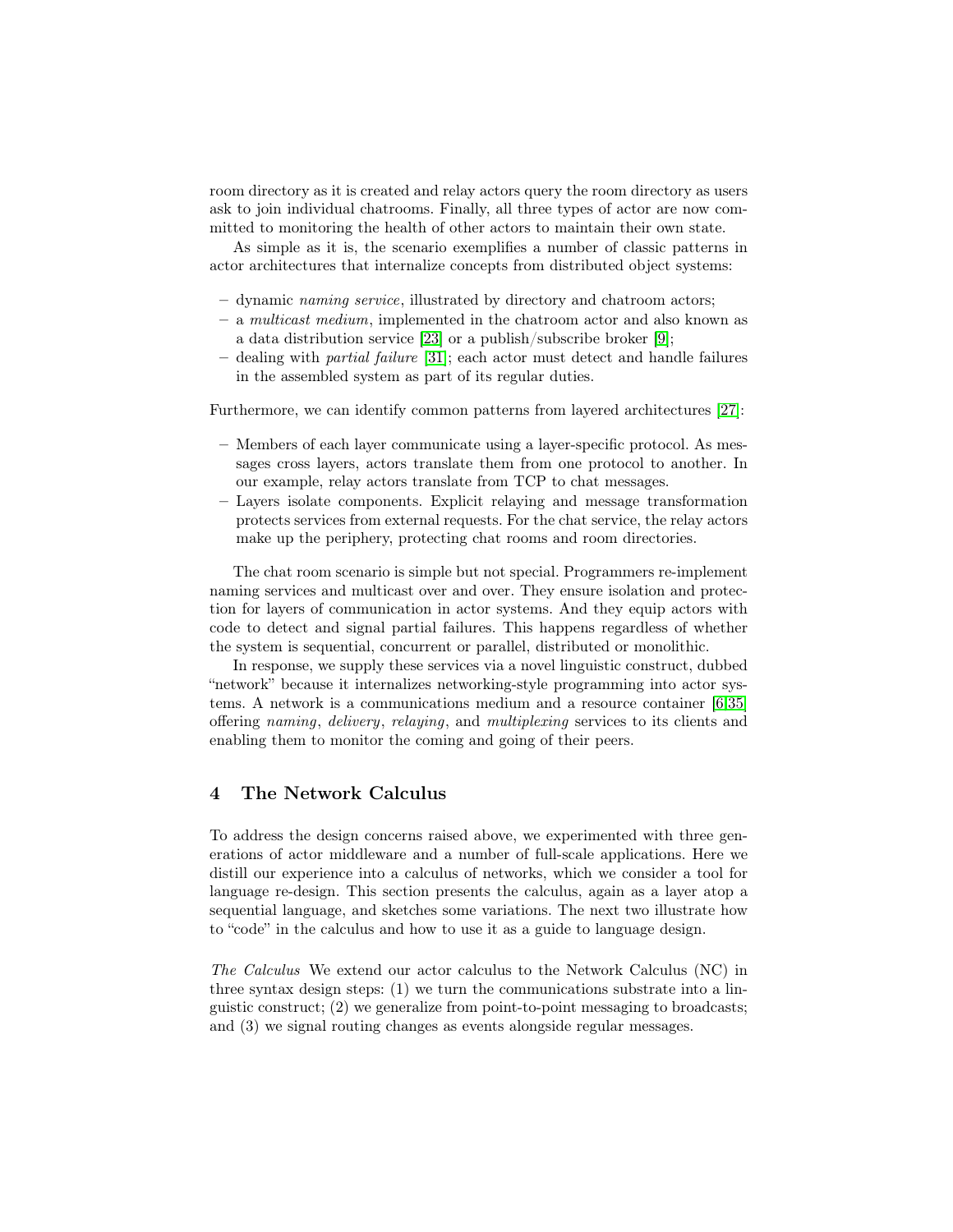room directory as it is created and relay actors query the room directory as users ask to join individual chatrooms. Finally, all three types of actor are now committed to monitoring the health of other actors to maintain their own state.

As simple as it is, the scenario exemplifies a number of classic patterns in actor architectures that internalize concepts from distributed object systems:

- dynamic *naming service*, illustrated by directory and chatroom actors;
- a *multicast medium*, implemented in the chatroom actor and also known as a data distribution service [23] or a publish/subscribe broker [9];
- dealing with *partial failure* [31]; each actor must detect and handle failures in the assembled system as part of its regular duties.

Furthermore, we can identify common patterns from layered architectures [27]:

- Members of each layer communicate using a layer-specific protocol. As messages cross layers, actors translate them from one protocol to another. In our example, relay actors translate from TCP to chat messages.
- Layers isolate components. Explicit relaying and message transformation protects services from external requests. For the chat service, the relay actors make up the periphery, protecting chat rooms and room directories.

The chat room scenario is simple but not special. Programmers re-implement naming services and multicast over and over. They ensure isolation and protection for layers of communication in actor systems. And they equip actors with code to detect and signal partial failures. This happens regardless of whether the system is sequential, concurrent or parallel, distributed or monolithic.

In response, we supply these services via a novel linguistic construct, dubbed "network" because it internalizes networking-style programming into actor systems. A network is a communications medium and a resource container [6,35] offering *naming*, *delivery*, *relaying*, and *multiplexing* services to its clients and enabling them to monitor the coming and going of their peers.

## 4 The Network Calculus

To address the design concerns raised above, we experimented with three generations of actor middleware and a number of full-scale applications. Here we distill our experience into a calculus of networks, which we consider a tool for language re-design. This section presents the calculus, again as a layer atop a sequential language, and sketches some variations. The next two illustrate how to "code" in the calculus and how to use it as a guide to language design.

*The Calculus* We extend our actor calculus to the Network Calculus (NC) in three syntax design steps: (1) we turn the communications substrate into a linguistic construct; (2) we generalize from point-to-point messaging to broadcasts; and (3) we signal routing changes as events alongside regular messages.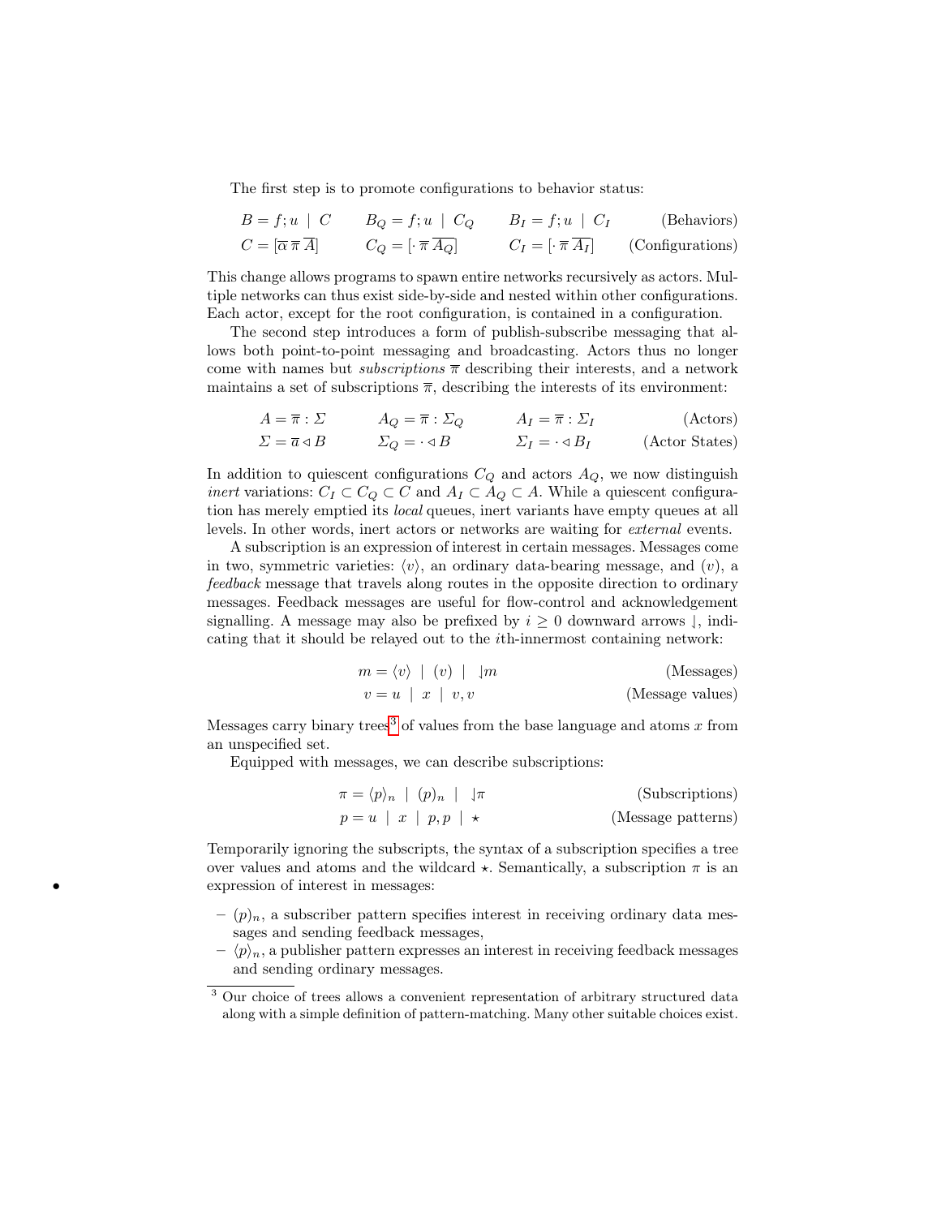The first step is to promote configurations to behavior status:

$$B = f;u \mid C \qquad B_Q = f;u \mid C_Q \qquad B_I = f;u \mid C_I \qquad \text{(Behaviors)}$$
$$C = [\overline{\alpha}\,\overline{\pi}\,\overline{A}] \qquad C_Q = [\cdot\,\overline{\pi}\,\overline{A_Q}] \qquad C_I = [\cdot\,\overline{\pi}\,\overline{A_I}] \qquad \text{(Configurations)}$$

This change allows programs to spawn entire networks recursively as actors. Multiple networks can thus exist side-by-side and nested within other configurations. Each actor, except for the root configuration, is contained in a configuration.

The second step introduces a form of publish-subscribe messaging that allows both point-to-point messaging and broadcasting. Actors thus no longer come with names but *subscriptions* $\overline{\pi}$ describing their interests, and a network maintains a set of subscriptions $\overline{\pi}$, describing the interests of its environment:

$$A = \overline{\pi} : \Sigma \qquad A_Q = \overline{\pi} : \Sigma_Q \qquad A_I = \overline{\pi} : \Sigma_I \qquad \text{(Actors)}$$
$$\Sigma = \overline{a} \triangleleft B \qquad \Sigma_Q = \cdot \triangleleft B \qquad \Sigma_I = \cdot \triangleleft B_I \qquad \text{(Actor States)}$$

In addition to quiescent configurations $C_Q$ and actors $A_Q$, we now distinguish *inert* variations: $C_I \subset C_Q \subset C$ and $A_I \subset A_Q \subset A$. While a quiescent configuration has merely emptied its *local* queues, inert variants have empty queues at all levels. In other words, inert actors or networks are waiting for *external* events.

A subscription is an expression of interest in certain messages. Messages come in two, symmetric varieties: $\langle v \rangle$, an ordinary data-bearing message, and $(v)$, a *feedback* message that travels along routes in the opposite direction to ordinary messages. Feedback messages are useful for flow-control and acknowledgement signalling. A message may also be prefixed by $i \geq 0$ downward arrows $\downharpoonleft$, indicating that it should be relayed out to the $i$th-innermost containing network:

$$m = \langle v \rangle \mid (v) \mid \downharpoonleft m \qquad \text{(Messages)}$$
$$v = u \mid x \mid v, v \qquad \text{(Message values)}$$

Messages carry binary trees[3] of values from the base language and atoms $x$ from an unspecified set.

Equipped with messages, we can describe subscriptions:

$$\pi = \langle p \rangle_n \mid (p)_n \mid \downharpoonleft \pi \qquad \text{(Subscriptions)}$$
$$p = u \mid x \mid p, p \mid \star \qquad \text{(Message patterns)}$$

Temporarily ignoring the subscripts, the syntax of a subscription specifies a tree over values and atoms and the wildcard $\star$. Semantically, a subscription $\pi$ is an expression of interest in messages:

- $(p)_n$, a subscriber pattern specifies interest in receiving ordinary data messages and sending feedback messages,
- $\langle p \rangle_n$, a publisher pattern expresses an interest in receiving feedback messages and sending ordinary messages.

[3] Our choice of trees allows a convenient representation of arbitrary structured data along with a simple definition of pattern-matching. Many other suitable choices exist.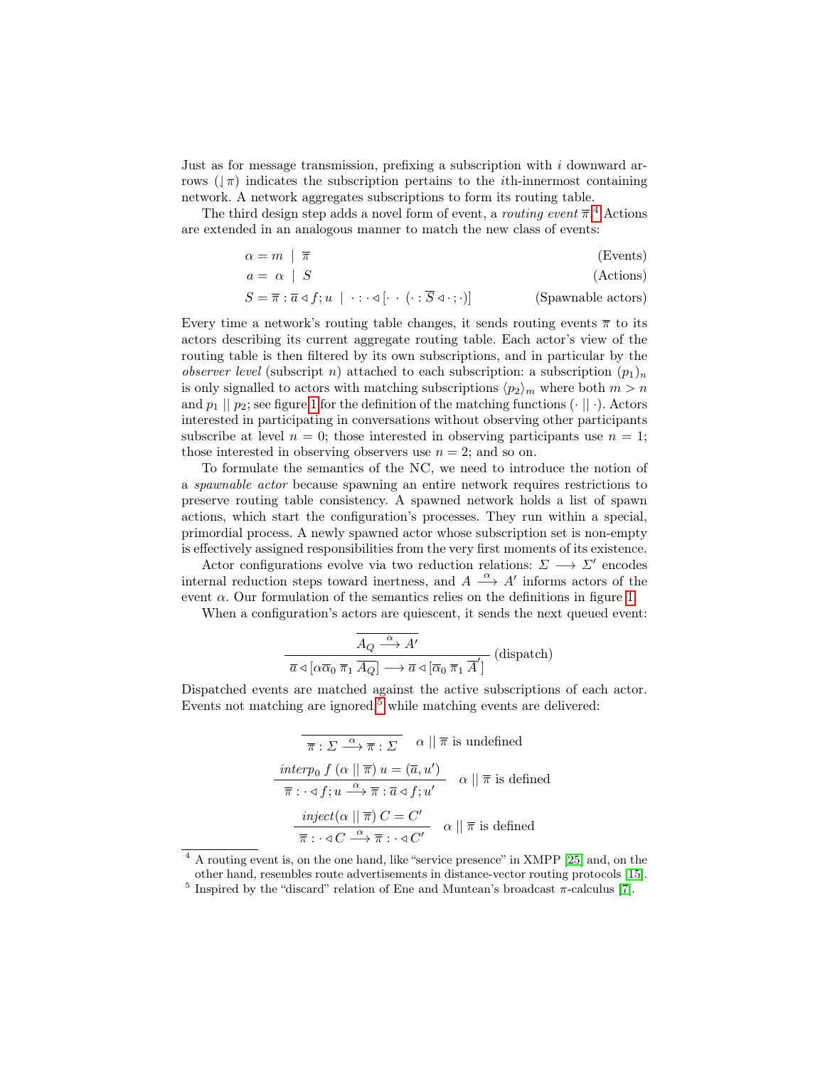Just as for message transmission, prefixing a subscription with $i$ downward arrows ($\downharpoonleft \pi$) indicates the subscription pertains to the $i$th-innermost containing network. A network aggregates subscriptions to form its routing table.

The third design step adds a novel form of event, a *routing event* $\overline{\pi}$.[4] Actions are extended in an analogous manner to match the new class of events:

$$\alpha = m \mid \overline{\pi} \qquad \text{(Events)}$$

$$a = \alpha \mid S \qquad \text{(Actions)}$$

$$S = \overline{\pi} : \overline{a} \lhd f; u \mid \cdot : \cdot \lhd [\cdot \cdot (\cdot : \overline{S} \lhd \cdot ; \cdot)] \qquad \text{(Spawnable actors)}$$

Every time a network's routing table changes, it sends routing events $\overline{\pi}$ to its actors describing its current aggregate routing table. Each actor's view of the routing table is then filtered by its own subscriptions, and in particular by the *observer level* (subscript $n$) attached to each subscription: a subscription $(p_1)_n$ is only signalled to actors with matching subscriptions $\langle p_2 \rangle_m$ where both $m > n$ and $p_1 \mid\mid p_2$; see figure 1 for the definition of the matching functions $(\cdot \mid\mid \cdot)$. Actors interested in participating in conversations without observing other participants subscribe at level $n = 0$; those interested in observing participants use $n = 1$; those interested in observing observers use $n = 2$; and so on.

To formulate the semantics of the NC, we need to introduce the notion of a *spawnable actor* because spawning an entire network requires restrictions to preserve routing table consistency. A spawned network holds a list of spawn actions, which start the configuration's processes. They run within a special, primordial process. A newly spawned actor whose subscription set is non-empty is effectively assigned responsibilities from the very first moments of its existence.

Actor configurations evolve via two reduction relations: $\Sigma \longrightarrow \Sigma'$ encodes internal reduction steps toward inertness, and $A \xrightarrow{\alpha} A'$ informs actors of the event $\alpha$. Our formulation of the semantics relies on the definitions in figure 1.

When a configuration's actors are quiescent, it sends the next queued event:

$$\frac{\overline{A_Q \xrightarrow{\alpha} A'}}{\overline{a} \lhd [\alpha \overline{\alpha}_0 \; \overline{\pi}_1 \; \overline{A_Q}] \longrightarrow \overline{a} \lhd [\overline{\alpha}_0 \; \overline{\pi}_1 \; \overline{A}']} \text{ (dispatch)}$$

Dispatched events are matched against the active subscriptions of each actor. Events not matching are ignored,[5] while matching events are delivered:

$$\frac{}{\overline{\pi} : \Sigma \xrightarrow{\alpha} \overline{\pi} : \Sigma} \quad \alpha \mid\mid \overline{\pi} \text{ is undefined}$$

$$\frac{\mathit{interp}_0 \; f \; (\alpha \mid\mid \overline{\pi}) \; u = (\overline{a}, u')}{\overline{\pi} : \cdot \lhd f; u \xrightarrow{\alpha} \overline{\pi} : \overline{a} \lhd f; u'} \quad \alpha \mid\mid \overline{\pi} \text{ is defined}$$

$$\frac{\mathit{inject}(\alpha \mid\mid \overline{\pi}) \; C = C'}{\overline{\pi} : \cdot \lhd C \xrightarrow{\alpha} \overline{\pi} : \cdot \lhd C'} \quad \alpha \mid\mid \overline{\pi} \text{ is defined}$$

[4] A routing event is, on the one hand, like "service presence" in XMPP [25] and, on the other hand, resembles route advertisements in distance-vector routing protocols [15].

[5] Inspired by the "discard" relation of Ene and Muntean's broadcast $\pi$-calculus [7].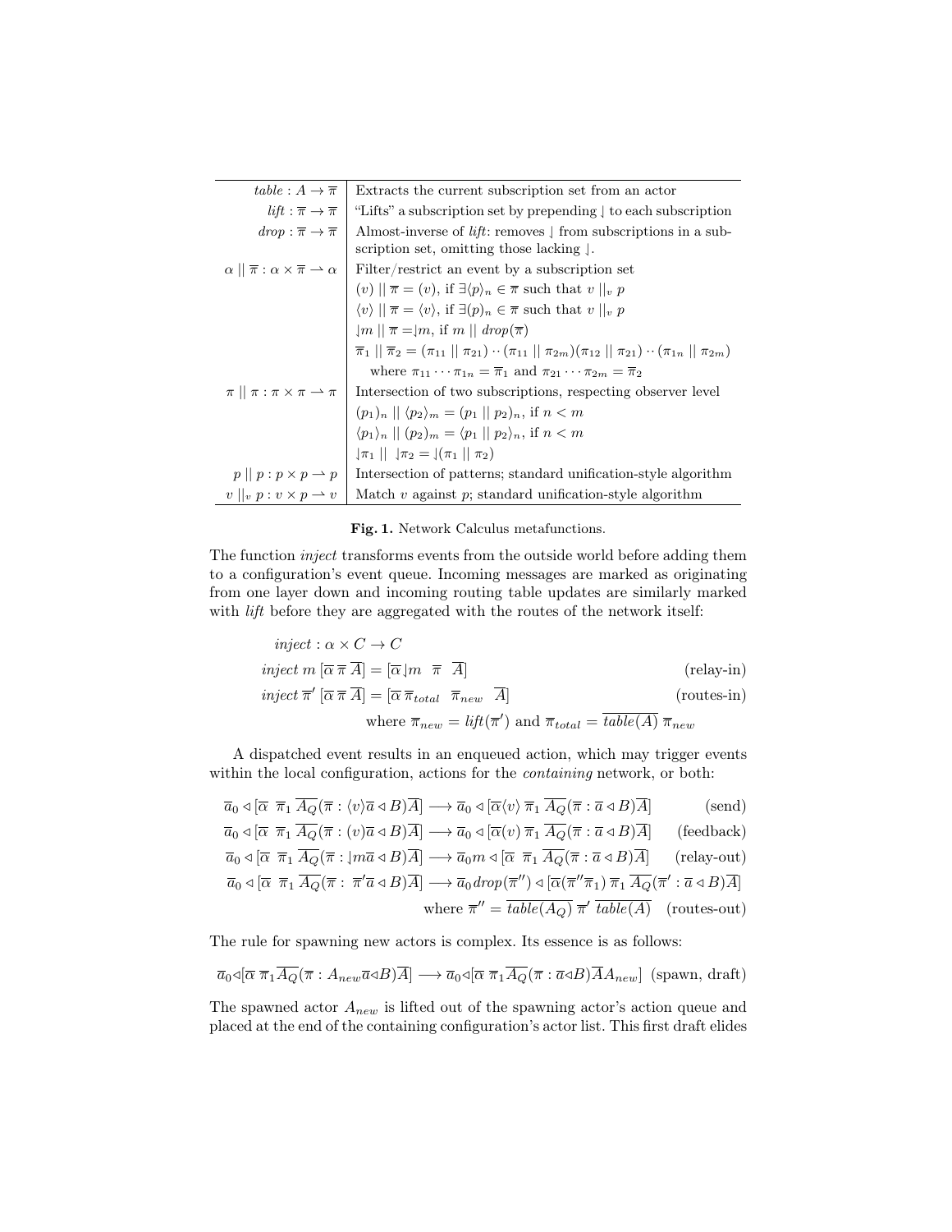| | |
|---|---|
| $table : A \to \overline{\pi}$ | Extracts the current subscription set from an actor |
| $lift : \overline{\pi} \to \overline{\pi}$ | "Lifts" a subscription set by prepending $\lfloor$ to each subscription |
| $drop : \overline{\pi} \to \overline{\pi}$ | Almost-inverse of *lift*: removes $\lfloor$ from subscriptions in a subscription set, omitting those lacking $\lfloor$. |
| $\alpha \mid\mid \overline{\pi} : \alpha \times \overline{\pi} \rightharpoonup \alpha$ | Filter/restrict an event by a subscription set |
| | $(v) \mid\mid \overline{\pi} = (v)$, if $\exists \langle p \rangle_n \in \overline{\pi}$ such that $v \mid\mid_v p$ |
| | $\langle v \rangle \mid\mid \overline{\pi} = \langle v \rangle$, if $\exists (p)_n \in \overline{\pi}$ such that $v \mid\mid_v p$ |
| | $\lfloor m \mid\mid \overline{\pi} = \lfloor m$, if $m \mid\mid drop(\overline{\pi})$ |
| | $\overline{\pi}_1 \mid\mid \overline{\pi}_2 = (\pi_{11} \mid\mid \pi_{21}) \cdot\cdot (\pi_{11} \mid\mid \pi_{2m})(\pi_{12} \mid\mid \pi_{21}) \cdot\cdot (\pi_{1n} \mid\mid \pi_{2m})$ |
| | where $\pi_{11} \cdots \pi_{1n} = \overline{\pi}_1$ and $\pi_{21} \cdots \pi_{2m} = \overline{\pi}_2$ |
| $\pi \mid\mid \pi : \pi \times \pi \rightharpoonup \pi$ | Intersection of two subscriptions, respecting observer level |
| | $(p_1)_n \mid\mid \langle p_2 \rangle_m = (p_1 \mid\mid p_2)_n$, if $n < m$ |
| | $\langle p_1 \rangle_n \mid\mid (p_2)_m = \langle p_1 \mid\mid p_2 \rangle_n$, if $n < m$ |
| | $\lfloor \pi_1 \mid\mid \lfloor \pi_2 = \lfloor (\pi_1 \mid\mid \pi_2)$ |
| $p \mid\mid p : p \times p \rightharpoonup p$ | Intersection of patterns; standard unification-style algorithm |
| $v \mid\mid_v p : v \times p \rightharpoonup v$ | Match $v$ against $p$; standard unification-style algorithm |

**Fig. 1.** Network Calculus metafunctions.

The function *inject* transforms events from the outside world before adding them to a configuration's event queue. Incoming messages are marked as originating from one layer down and incoming routing table updates are similarly marked with *lift* before they are aggregated with the routes of the network itself:

$$inject : \alpha \times C \to C$$

$$inject\ m\ [\overline{\alpha}\ \overline{\pi}\ \overline{A}] = [\overline{\alpha} \lfloor m \quad \overline{\pi} \quad \overline{A}] \qquad \text{(relay-in)}$$

$$inject\ \overline{\pi}'\ [\overline{\alpha}\ \overline{\pi}\ \overline{A}] = [\overline{\alpha}\ \overline{\pi}_{total} \quad \overline{\pi}_{new} \quad \overline{A}] \qquad \text{(routes-in)}$$

$$\text{where } \overline{\pi}_{new} = lift(\overline{\pi}') \text{ and } \overline{\pi}_{total} = \overline{table(A)}\ \overline{\pi}_{new}$$

A dispatched event results in an enqueued action, which may trigger events within the local configuration, actions for the *containing* network, or both:

$$\overline{a}_0 \triangleleft [\overline{\alpha} \ \ \overline{\pi}_1 \ \overline{A_Q}(\overline{\pi} : \langle v \rangle \overline{a} \triangleleft B)\overline{A}] \longrightarrow \overline{a}_0 \triangleleft [\overline{\alpha} \langle v \rangle \ \overline{\pi}_1 \ \overline{A_Q}(\overline{\pi} : \overline{a} \triangleleft B)\overline{A}] \qquad \text{(send)}$$

$$\overline{a}_0 \triangleleft [\overline{\alpha} \ \ \overline{\pi}_1 \ \overline{A_Q}(\overline{\pi} : (v) \overline{a} \triangleleft B)\overline{A}] \longrightarrow \overline{a}_0 \triangleleft [\overline{\alpha}(v) \ \overline{\pi}_1 \ \overline{A_Q}(\overline{\pi} : \overline{a} \triangleleft B)\overline{A}] \qquad \text{(feedback)}$$

$$\overline{a}_0 \triangleleft [\overline{\alpha} \ \ \overline{\pi}_1 \ \overline{A_Q}(\overline{\pi} : \lfloor m \overline{a} \triangleleft B)\overline{A}] \longrightarrow \overline{a}_0 m \triangleleft [\overline{\alpha} \ \ \overline{\pi}_1 \ \overline{A_Q}(\overline{\pi} : \overline{a} \triangleleft B)\overline{A}] \qquad \text{(relay-out)}$$

$$\overline{a}_0 \triangleleft [\overline{\alpha} \ \ \overline{\pi}_1 \ \overline{A_Q}(\overline{\pi} : \ \overline{\pi}' \overline{a} \triangleleft B)\overline{A}] \longrightarrow \overline{a}_0\, drop(\overline{\pi}'') \triangleleft [\overline{\alpha}(\overline{\pi}'' \overline{\pi}_1) \ \overline{\pi}_1 \ \overline{A_Q}(\overline{\pi}' : \overline{a} \triangleleft B)\overline{A}]$$

$$\text{where } \overline{\pi}'' = \overline{table(A_Q)}\ \overline{\pi}'\ \overline{table(A)} \qquad \text{(routes-out)}$$

The rule for spawning new actors is complex. Its essence is as follows:

$$\overline{a}_0 \triangleleft [\overline{\alpha}\ \overline{\pi}_1 \overline{A_Q}(\overline{\pi} : A_{new} \overline{a} \triangleleft B)\overline{A}] \longrightarrow \overline{a}_0 \triangleleft [\overline{\alpha}\ \overline{\pi}_1 \overline{A_Q}(\overline{\pi} : \overline{a} \triangleleft B)\overline{A} A_{new}] \ \text{(spawn, draft)}$$

The spawned actor $A_{new}$ is lifted out of the spawning actor's action queue and placed at the end of the containing configuration's actor list. This first draft elides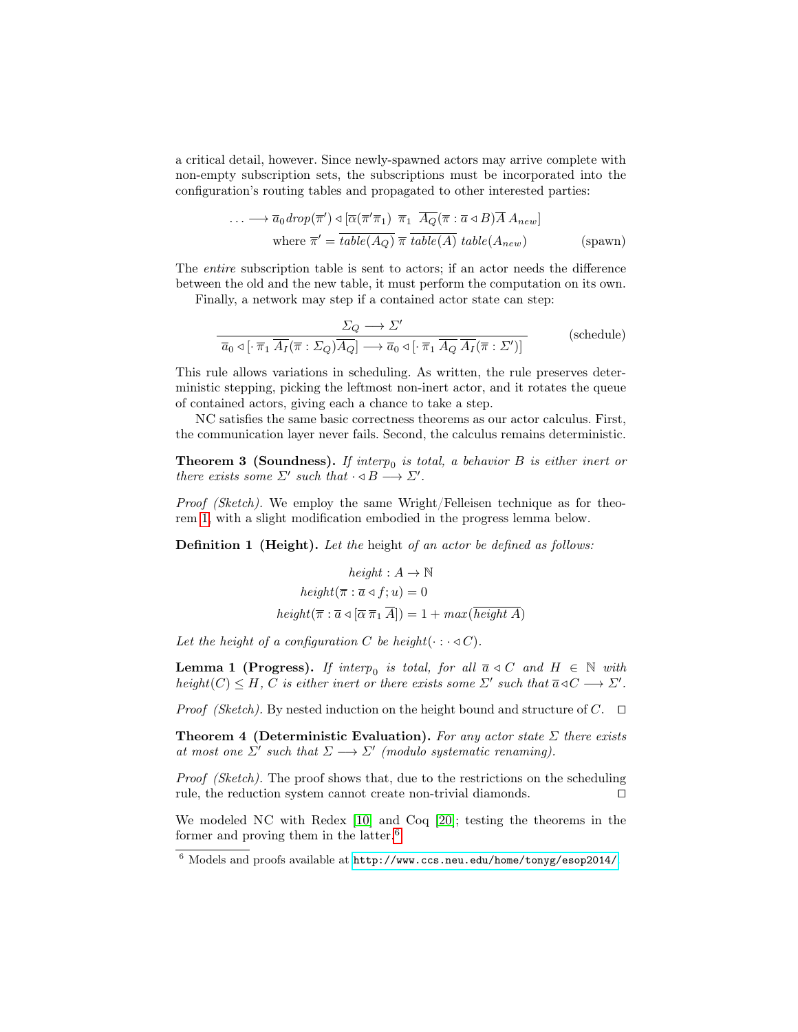a critical detail, however. Since newly-spawned actors may arrive complete with non-empty subscription sets, the subscriptions must be incorporated into the configuration's routing tables and propagated to other interested parties:

$$\ldots \longrightarrow \overline{a}_0\, drop(\overline{\pi}') \triangleleft [\overline{\alpha}(\overline{\pi}'\overline{\pi}_1)\ \ \overline{\pi}_1\ \ \overline{A_Q}(\overline{\pi} : \overline{a} \triangleleft B)\overline{A}\ A_{new}]$$
$$\text{where } \overline{\pi}' = \overline{table(A_Q)}\ \overline{\pi}\ \overline{table(A)}\ table(A_{new}) \qquad \text{(spawn)}$$

The *entire* subscription table is sent to actors; if an actor needs the difference between the old and the new table, it must perform the computation on its own.

Finally, a network may step if a contained actor state can step:

$$\frac{\Sigma_Q \longrightarrow \Sigma'}{\overline{a}_0 \triangleleft [\cdot\ \overline{\pi}_1\ \overline{A_I}(\overline{\pi} : \Sigma_Q)\overline{A_Q}] \longrightarrow \overline{a}_0 \triangleleft [\cdot\ \overline{\pi}_1\ \overline{A_Q}\ \overline{A_I}(\overline{\pi} : \Sigma')]} \qquad \text{(schedule)}$$

This rule allows variations in scheduling. As written, the rule preserves deterministic stepping, picking the leftmost non-inert actor, and it rotates the queue of contained actors, giving each a chance to take a step.

NC satisfies the same basic correctness theorems as our actor calculus. First, the communication layer never fails. Second, the calculus remains deterministic.

**Theorem 3 (Soundness).** *If $interp_0$ is total, a behavior $B$ is either inert or there exists some $\Sigma'$ such that $\cdot \triangleleft B \longrightarrow \Sigma'$.*

*Proof (Sketch).* We employ the same Wright/Felleisen technique as for theorem 1, with a slight modification embodied in the progress lemma below.

**Definition 1 (Height).** *Let the* height *of an actor be defined as follows:*

$$height : A \rightarrow \mathbb{N}$$
$$height(\overline{\pi} : \overline{a} \triangleleft f; u) = 0$$
$$height(\overline{\pi} : \overline{a} \triangleleft [\overline{\alpha}\ \overline{\pi}_1\ \overline{A}]) = 1 + max(\overline{height\ A})$$

*Let the height of a configuration $C$ be $height(\cdot : \cdot \triangleleft C)$.*

**Lemma 1 (Progress).** *If $interp_0$ is total, for all $\overline{a} \triangleleft C$ and $H \in \mathbb{N}$ with $height(C) \leq H$, $C$ is either inert or there exists some $\Sigma'$ such that $\overline{a} \triangleleft C \longrightarrow \Sigma'$.*

*Proof (Sketch).* By nested induction on the height bound and structure of $C$. □

**Theorem 4 (Deterministic Evaluation).** *For any actor state $\Sigma$ there exists at most one $\Sigma'$ such that $\Sigma \longrightarrow \Sigma'$ (modulo systematic renaming).*

*Proof (Sketch).* The proof shows that, due to the restrictions on the scheduling rule, the reduction system cannot create non-trivial diamonds. □

We modeled NC with Redex [10] and Coq [20]; testing the theorems in the former and proving them in the latter.[6]

[6] Models and proofs available at http://www.ccs.neu.edu/home/tonyg/esop2014/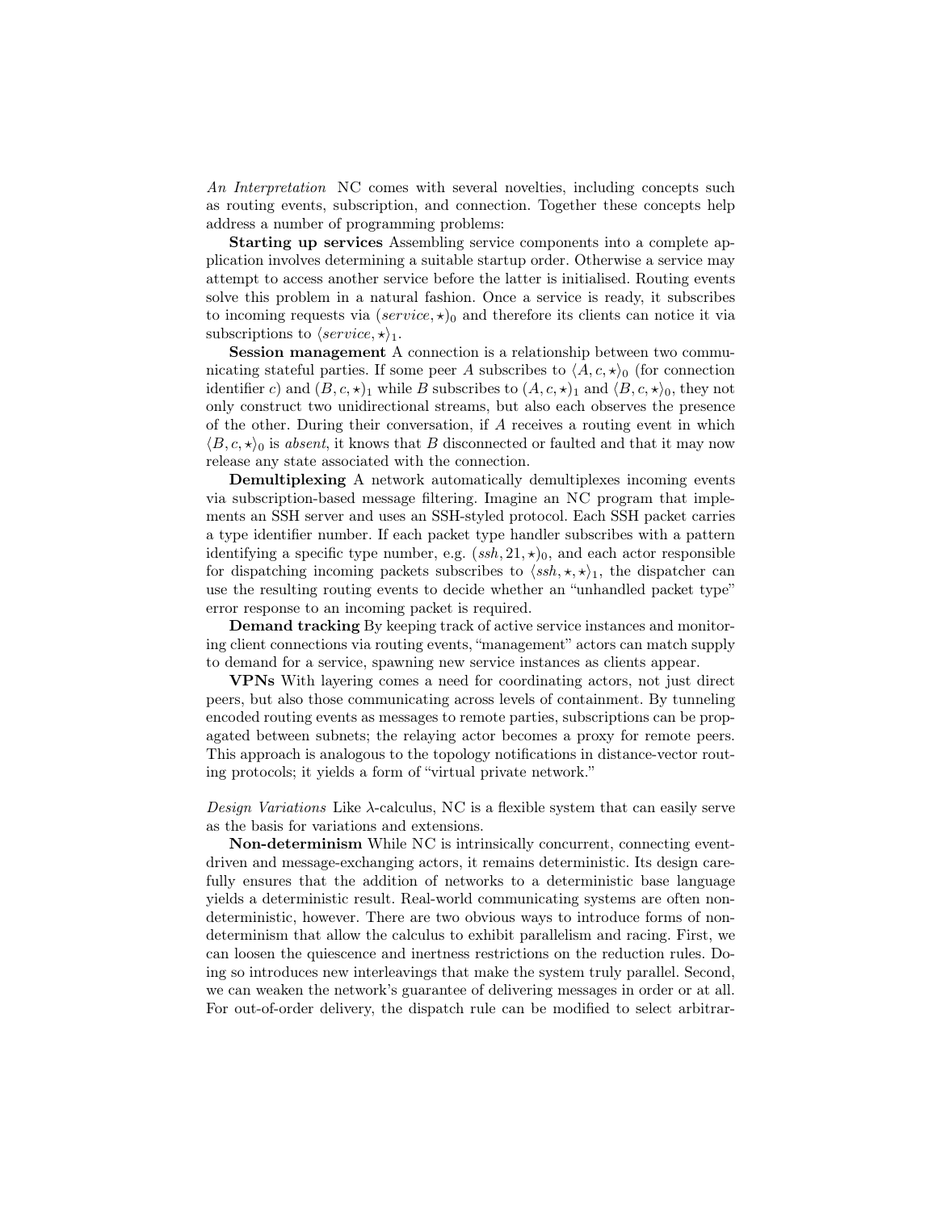*An Interpretation* NC comes with several novelties, including concepts such as routing events, subscription, and connection. Together these concepts help address a number of programming problems:

**Starting up services** Assembling service components into a complete application involves determining a suitable startup order. Otherwise a service may attempt to access another service before the latter is initialised. Routing events solve this problem in a natural fashion. Once a service is ready, it subscribes to incoming requests via $(service, \star)_0$ and therefore its clients can notice it via subscriptions to $\langle service, \star\rangle_1$.

**Session management** A connection is a relationship between two communicating stateful parties. If some peer $A$ subscribes to $\langle A, c, \star\rangle_0$ (for connection identifier $c$) and $(B, c, \star)_1$ while $B$ subscribes to $(A, c, \star)_1$ and $\langle B, c, \star\rangle_0$, they not only construct two unidirectional streams, but also each observes the presence of the other. During their conversation, if $A$ receives a routing event in which $\langle B, c, \star\rangle_0$ is *absent*, it knows that $B$ disconnected or faulted and that it may now release any state associated with the connection.

**Demultiplexing** A network automatically demultiplexes incoming events via subscription-based message filtering. Imagine an NC program that implements an SSH server and uses an SSH-styled protocol. Each SSH packet carries a type identifier number. If each packet type handler subscribes with a pattern identifying a specific type number, e.g. $(ssh, 21, \star)_0$, and each actor responsible for dispatching incoming packets subscribes to $\langle ssh, \star, \star\rangle_1$, the dispatcher can use the resulting routing events to decide whether an "unhandled packet type" error response to an incoming packet is required.

**Demand tracking** By keeping track of active service instances and monitoring client connections via routing events, "management" actors can match supply to demand for a service, spawning new service instances as clients appear.

**VPNs** With layering comes a need for coordinating actors, not just direct peers, but also those communicating across levels of containment. By tunneling encoded routing events as messages to remote parties, subscriptions can be propagated between subnets; the relaying actor becomes a proxy for remote peers. This approach is analogous to the topology notifications in distance-vector routing protocols; it yields a form of "virtual private network."

*Design Variations* Like $\lambda$-calculus, NC is a flexible system that can easily serve as the basis for variations and extensions.

**Non-determinism** While NC is intrinsically concurrent, connecting event-driven and message-exchanging actors, it remains deterministic. Its design carefully ensures that the addition of networks to a deterministic base language yields a deterministic result. Real-world communicating systems are often non-deterministic, however. There are two obvious ways to introduce forms of non-determinism that allow the calculus to exhibit parallelism and racing. First, we can loosen the quiescence and inertness restrictions on the reduction rules. Doing so introduces new interleavings that make the system truly parallel. Second, we can weaken the network's guarantee of delivering messages in order or at all. For out-of-order delivery, the dispatch rule can be modified to select arbitrar-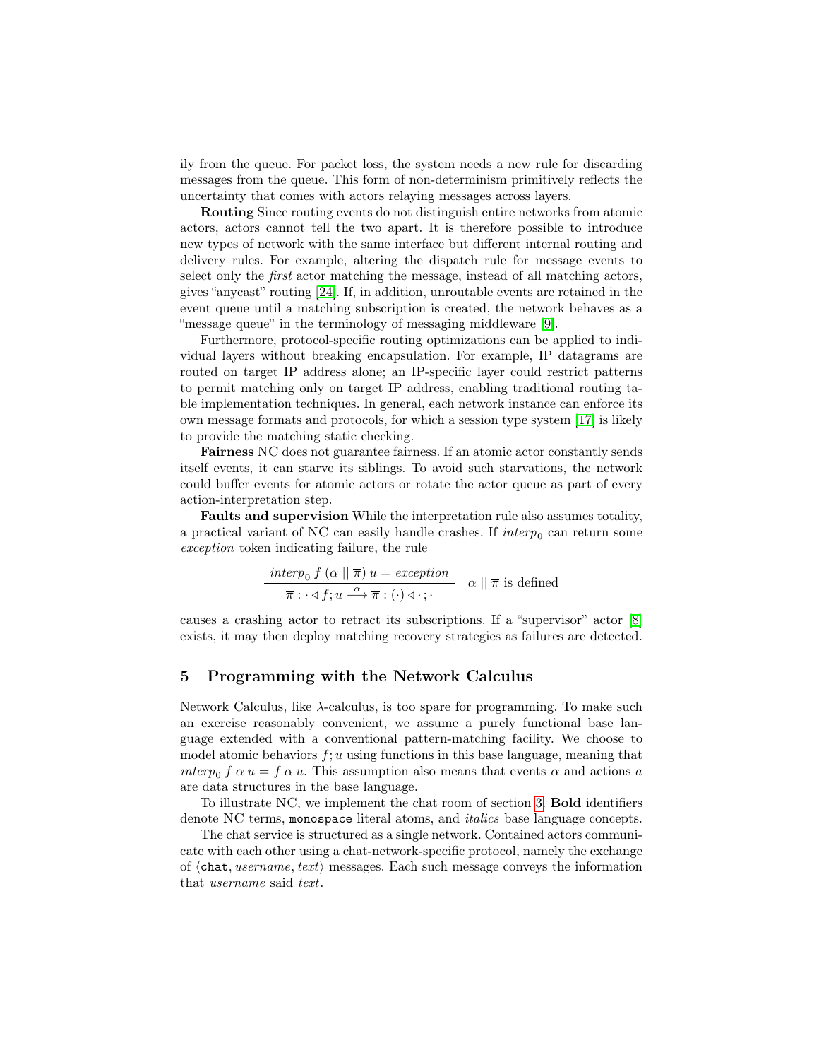ily from the queue. For packet loss, the system needs a new rule for discarding messages from the queue. This form of non-determinism primitively reflects the uncertainty that comes with actors relaying messages across layers.

**Routing** Since routing events do not distinguish entire networks from atomic actors, actors cannot tell the two apart. It is therefore possible to introduce new types of network with the same interface but different internal routing and delivery rules. For example, altering the dispatch rule for message events to select only the *first* actor matching the message, instead of all matching actors, gives "anycast" routing [24]. If, in addition, unroutable events are retained in the event queue until a matching subscription is created, the network behaves as a "message queue" in the terminology of messaging middleware [9].

Furthermore, protocol-specific routing optimizations can be applied to individual layers without breaking encapsulation. For example, IP datagrams are routed on target IP address alone; an IP-specific layer could restrict patterns to permit matching only on target IP address, enabling traditional routing table implementation techniques. In general, each network instance can enforce its own message formats and protocols, for which a session type system [17] is likely to provide the matching static checking.

**Fairness** NC does not guarantee fairness. If an atomic actor constantly sends itself events, it can starve its siblings. To avoid such starvations, the network could buffer events for atomic actors or rotate the actor queue as part of every action-interpretation step.

**Faults and supervision** While the interpretation rule also assumes totality, a practical variant of NC can easily handle crashes. If $interp_0$ can return some *exception* token indicating failure, the rule

$$\frac{interp_0\ f\ (\alpha \mid\mid \overline{\pi})\ u = exception}{\overline{\pi} : \cdot \triangleleft f; u \xrightarrow{\alpha} \overline{\pi} : (\cdot) \triangleleft \cdot ; \cdot} \quad \alpha \mid\mid \overline{\pi} \text{ is defined}$$

causes a crashing actor to retract its subscriptions. If a "supervisor" actor [8] exists, it may then deploy matching recovery strategies as failures are detected.

## 5 Programming with the Network Calculus

Network Calculus, like $\lambda$-calculus, is too spare for programming. To make such an exercise reasonably convenient, we assume a purely functional base language extended with a conventional pattern-matching facility. We choose to model atomic behaviors $f; u$ using functions in this base language, meaning that $interp_0\ f\ \alpha\ u = f\ \alpha\ u$. This assumption also means that events $\alpha$ and actions $a$ are data structures in the base language.

To illustrate NC, we implement the chat room of section 3. **Bold** identifiers denote NC terms, `monospace` literal atoms, and *italics* base language concepts.

The chat service is structured as a single network. Contained actors communicate with each other using a chat-network-specific protocol, namely the exchange of $\langle$`chat`$, username, text\rangle$ messages. Each such message conveys the information that *username* said *text*.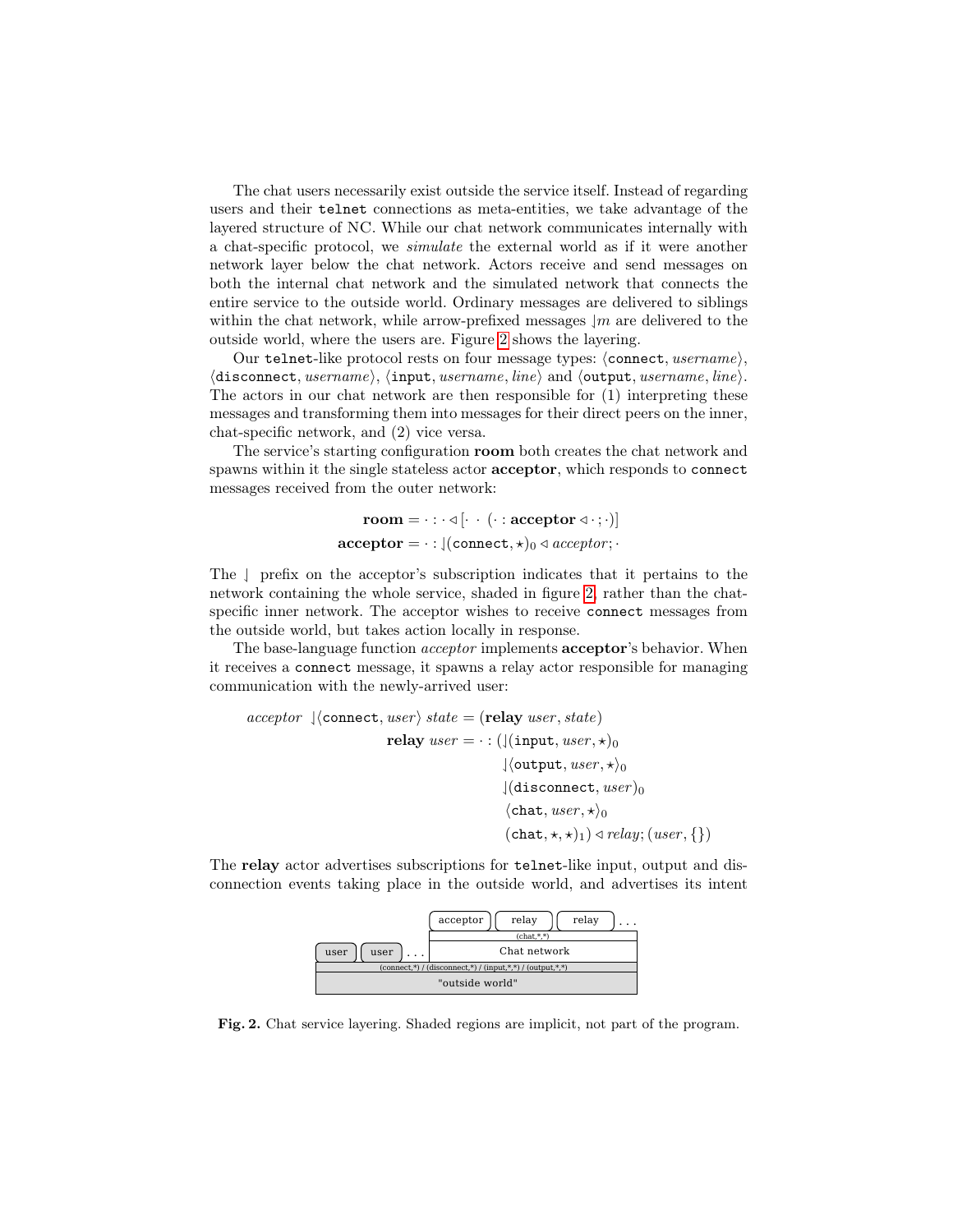The chat users necessarily exist outside the service itself. Instead of regarding users and their `telnet` connections as meta-entities, we take advantage of the layered structure of NC. While our chat network communicates internally with a chat-specific protocol, we *simulate* the external world as if it were another network layer below the chat network. Actors receive and send messages on both the internal chat network and the simulated network that connects the entire service to the outside world. Ordinary messages are delivered to siblings within the chat network, while arrow-prefixed messages $\downharpoonleft m$ are delivered to the outside world, where the users are. Figure 2 shows the layering.

Our `telnet`-like protocol rests on four message types: $\langle \texttt{connect}, \mathit{username} \rangle$, $\langle \texttt{disconnect}, \mathit{username} \rangle$, $\langle \texttt{input}, \mathit{username}, \mathit{line} \rangle$ and $\langle \texttt{output}, \mathit{username}, \mathit{line} \rangle$. The actors in our chat network are then responsible for (1) interpreting these messages and transforming them into messages for their direct peers on the inner, chat-specific network, and (2) vice versa.

The service's starting configuration **room** both creates the chat network and spawns within it the single stateless actor **acceptor**, which responds to `connect` messages received from the outer network:

$$\mathbf{room} = \cdot : \cdot \triangleleft [\cdot \ \cdot \ (\cdot : \mathbf{acceptor} \triangleleft \cdot ; \cdot)]$$

$$\mathbf{acceptor} = \cdot : \downharpoonleft(\texttt{connect}, \star)_0 \triangleleft \mathit{acceptor}; \cdot$$

The $\downharpoonleft$ prefix on the acceptor's subscription indicates that it pertains to the network containing the whole service, shaded in figure 2, rather than the chat-specific inner network. The acceptor wishes to receive `connect` messages from the outside world, but takes action locally in response.

The base-language function *acceptor* implements **acceptor**'s behavior. When it receives a `connect` message, it spawns a relay actor responsible for managing communication with the newly-arrived user:

$$\mathit{acceptor} \ \downharpoonleft\langle \texttt{connect}, \mathit{user} \rangle \ \mathit{state} = (\mathbf{relay} \ \mathit{user}, \mathit{state})$$

$$\begin{aligned} \mathbf{relay} \ \mathit{user} = \cdot : (&\downharpoonleft(\texttt{input}, \mathit{user}, \star)_0 \\ &\downharpoonleft\langle \texttt{output}, \mathit{user}, \star \rangle_0 \\ &\downharpoonleft(\texttt{disconnect}, \mathit{user})_0 \\ &\langle \texttt{chat}, \mathit{user}, \star \rangle_0 \\ &(\texttt{chat}, \star, \star)_1) \triangleleft \mathit{relay}; (\mathit{user}, \{\}) \end{aligned}$$

The **relay** actor advertises subscriptions for `telnet`-like input, output and disconnection events taking place in the outside world, and advertises its intent

**Fig. 2.** Chat service layering. Shaded regions are implicit, not part of the program.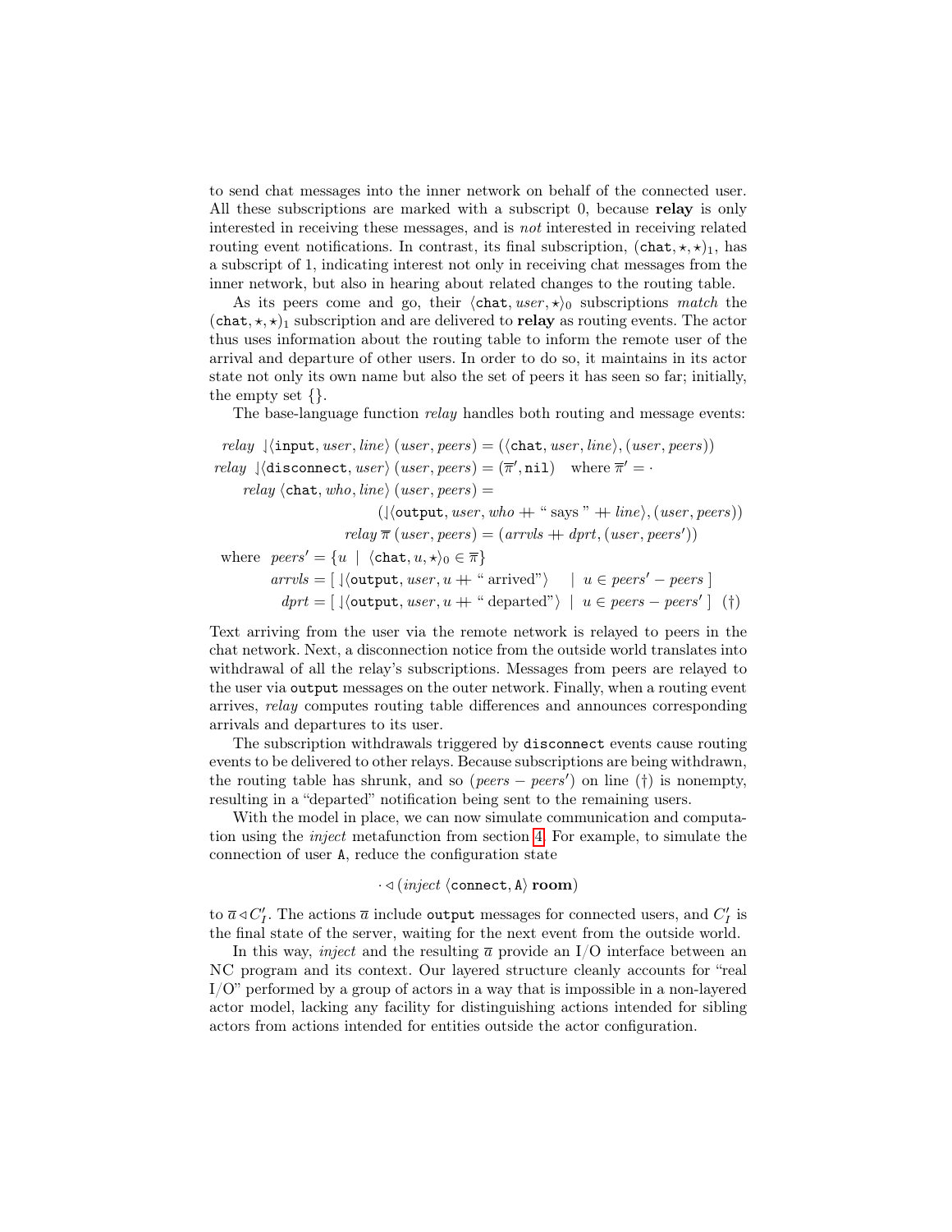to send chat messages into the inner network on behalf of the connected user. All these subscriptions are marked with a subscript 0, because **relay** is only interested in receiving these messages, and is *not* interested in receiving related routing event notifications. In contrast, its final subscription, $(\texttt{chat}, \star, \star)_1$, has a subscript of 1, indicating interest not only in receiving chat messages from the inner network, but also in hearing about related changes to the routing table.

As its peers come and go, their $\langle\texttt{chat}, user, \star\rangle_0$ subscriptions *match* the $(\texttt{chat}, \star, \star)_1$ subscription and are delivered to **relay** as routing events. The actor thus uses information about the routing table to inform the remote user of the arrival and departure of other users. In order to do so, it maintains in its actor state not only its own name but also the set of peers it has seen so far; initially, the empty set $\{\}$.

The base-language function *relay* handles both routing and message events:

$$
\begin{aligned}
relay\ \downharpoonleft\!\langle\texttt{input}, user, line\rangle\ (user, peers) &= (\langle\texttt{chat}, user, line\rangle, (user, peers)) \\
relay\ \downharpoonleft\!\langle\texttt{disconnect}, user\rangle\ (user, peers) &= (\overline{\pi}', \texttt{nil}) \quad \text{where } \overline{\pi}' = \cdot \\
relay\ \langle\texttt{chat}, who, line\rangle\ (user, peers) &= \\
&(\downharpoonleft\!\langle\texttt{output}, user, who +\!\!+ \text{“ says ”} +\!\!+ line\rangle, (user, peers)) \\
relay\ \overline{\pi}\ (user, peers) &= (arrvls +\!\!+ dprt, (user, peers'))
\end{aligned}
$$

$$
\begin{aligned}
\text{where}\quad peers' &= \{u \mid \langle\texttt{chat}, u, \star\rangle_0 \in \overline{\pi}\} \\
arrvls &= [\ \downharpoonleft\!\langle\texttt{output}, user, u +\!\!+ \text{“ arrived”}\rangle \quad \mid u \in peers' - peers\ ] \\
dprt &= [\ \downharpoonleft\!\langle\texttt{output}, user, u +\!\!+ \text{“ departed”}\rangle \mid u \in peers - peers'\ ] \quad (\dagger)
\end{aligned}
$$

Text arriving from the user via the remote network is relayed to peers in the chat network. Next, a disconnection notice from the outside world translates into withdrawal of all the relay's subscriptions. Messages from peers are relayed to the user via `output` messages on the outer network. Finally, when a routing event arrives, *relay* computes routing table differences and announces corresponding arrivals and departures to its user.

The subscription withdrawals triggered by `disconnect` events cause routing events to be delivered to other relays. Because subscriptions are being withdrawn, the routing table has shrunk, and so $(peers - peers')$ on line $(\dagger)$ is nonempty, resulting in a “departed” notification being sent to the remaining users.

With the model in place, we can now simulate communication and computation using the *inject* metafunction from section 4. For example, to simulate the connection of user `A`, reduce the configuration state

$$\cdot \triangleleft (inject\ \langle\texttt{connect}, \texttt{A}\rangle\ \textbf{room})$$

to $\overline{a} \triangleleft C_I'$. The actions $\overline{a}$ include `output` messages for connected users, and $C_I'$ is the final state of the server, waiting for the next event from the outside world.

In this way, *inject* and the resulting $\overline{a}$ provide an I/O interface between an NC program and its context. Our layered structure cleanly accounts for “real I/O” performed by a group of actors in a way that is impossible in a non-layered actor model, lacking any facility for distinguishing actions intended for sibling actors from actions intended for entities outside the actor configuration.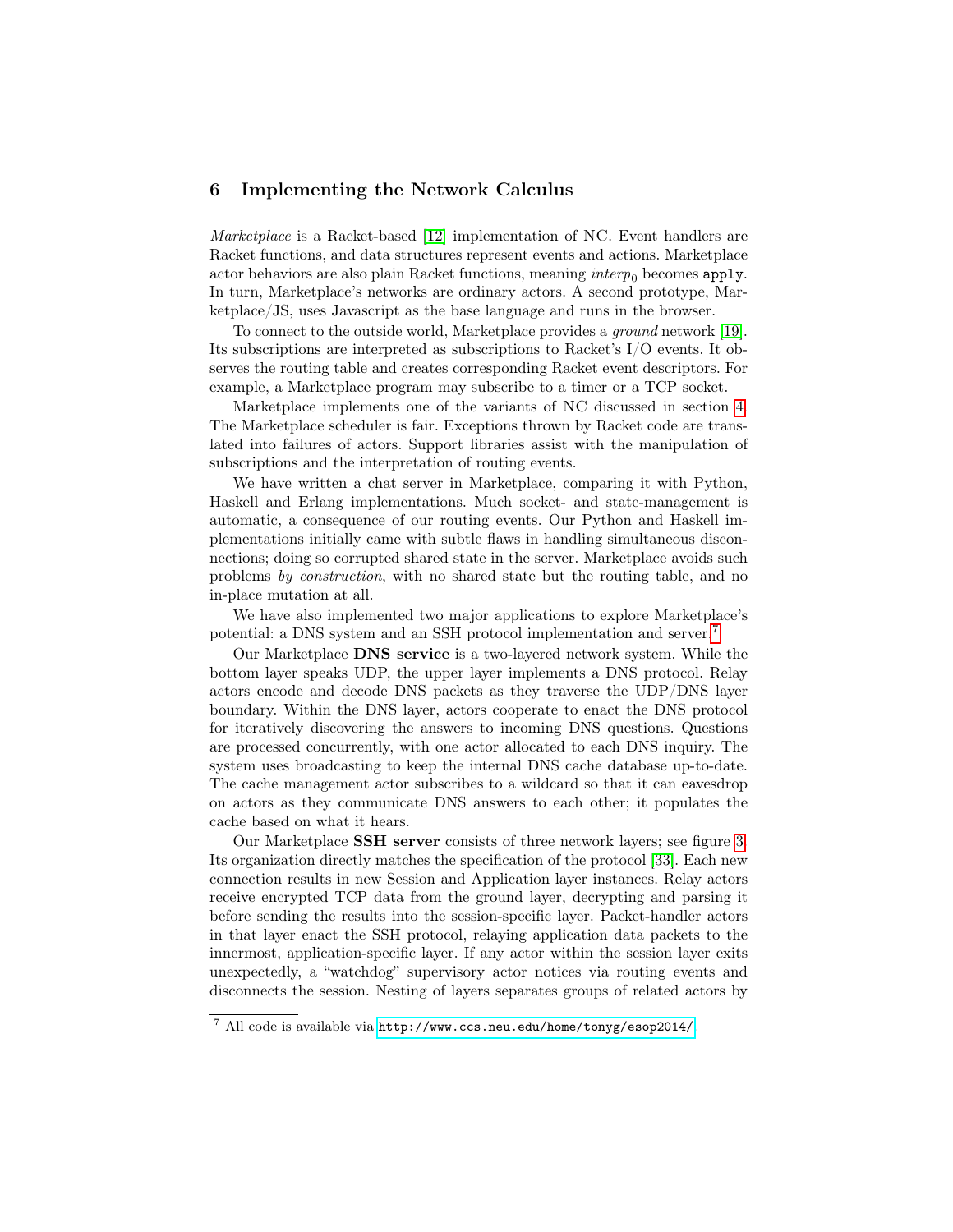## 6 Implementing the Network Calculus

*Marketplace* is a Racket-based [12] implementation of NC. Event handlers are Racket functions, and data structures represent events and actions. Marketplace actor behaviors are also plain Racket functions, meaning $interp_0$ becomes `apply`. In turn, Marketplace's networks are ordinary actors. A second prototype, Marketplace/JS, uses Javascript as the base language and runs in the browser.

To connect to the outside world, Marketplace provides a *ground* network [19]. Its subscriptions are interpreted as subscriptions to Racket's I/O events. It observes the routing table and creates corresponding Racket event descriptors. For example, a Marketplace program may subscribe to a timer or a TCP socket.

Marketplace implements one of the variants of NC discussed in section 4. The Marketplace scheduler is fair. Exceptions thrown by Racket code are translated into failures of actors. Support libraries assist with the manipulation of subscriptions and the interpretation of routing events.

We have written a chat server in Marketplace, comparing it with Python, Haskell and Erlang implementations. Much socket- and state-management is automatic, a consequence of our routing events. Our Python and Haskell implementations initially came with subtle flaws in handling simultaneous disconnections; doing so corrupted shared state in the server. Marketplace avoids such problems *by construction*, with no shared state but the routing table, and no in-place mutation at all.

We have also implemented two major applications to explore Marketplace's potential: a DNS system and an SSH protocol implementation and server.[7]

Our Marketplace **DNS service** is a two-layered network system. While the bottom layer speaks UDP, the upper layer implements a DNS protocol. Relay actors encode and decode DNS packets as they traverse the UDP/DNS layer boundary. Within the DNS layer, actors cooperate to enact the DNS protocol for iteratively discovering the answers to incoming DNS questions. Questions are processed concurrently, with one actor allocated to each DNS inquiry. The system uses broadcasting to keep the internal DNS cache database up-to-date. The cache management actor subscribes to a wildcard so that it can eavesdrop on actors as they communicate DNS answers to each other; it populates the cache based on what it hears.

Our Marketplace **SSH server** consists of three network layers; see figure 3. Its organization directly matches the specification of the protocol [33]. Each new connection results in new Session and Application layer instances. Relay actors receive encrypted TCP data from the ground layer, decrypting and parsing it before sending the results into the session-specific layer. Packet-handler actors in that layer enact the SSH protocol, relaying application data packets to the innermost, application-specific layer. If any actor within the session layer exits unexpectedly, a "watchdog" supervisory actor notices via routing events and disconnects the session. Nesting of layers separates groups of related actors by

[7] All code is available via `http://www.ccs.neu.edu/home/tonyg/esop2014/`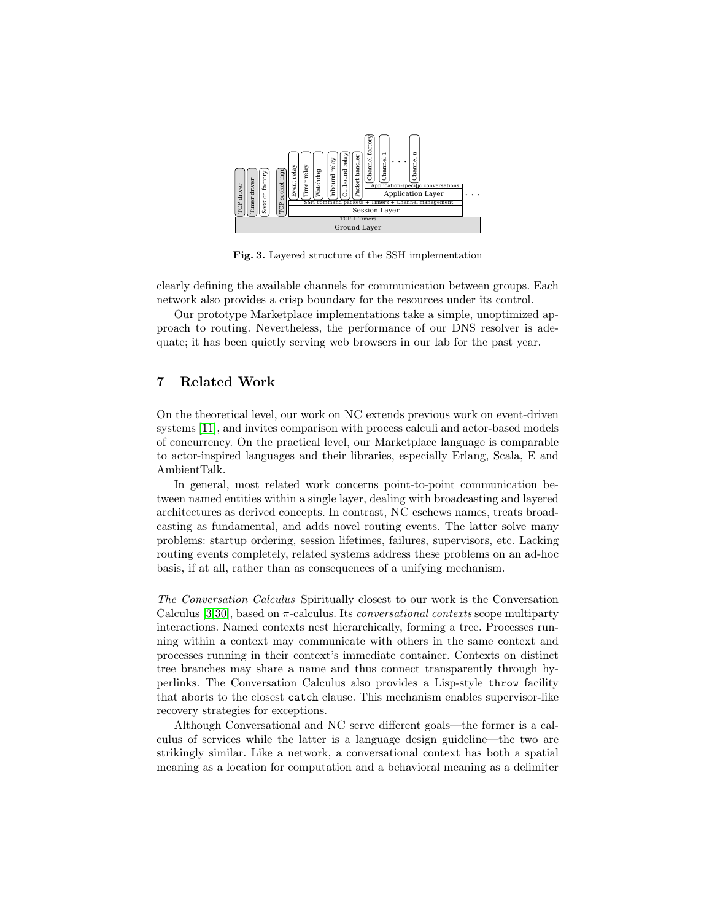**Fig. 3.** Layered structure of the SSH implementation

clearly defining the available channels for communication between groups. Each network also provides a crisp boundary for the resources under its control.

Our prototype Marketplace implementations take a simple, unoptimized approach to routing. Nevertheless, the performance of our DNS resolver is adequate; it has been quietly serving web browsers in our lab for the past year.

## 7 Related Work

On the theoretical level, our work on NC extends previous work on event-driven systems [11], and invites comparison with process calculi and actor-based models of concurrency. On the practical level, our Marketplace language is comparable to actor-inspired languages and their libraries, especially Erlang, Scala, E and AmbientTalk.

In general, most related work concerns point-to-point communication between named entities within a single layer, dealing with broadcasting and layered architectures as derived concepts. In contrast, NC eschews names, treats broadcasting as fundamental, and adds novel routing events. The latter solve many problems: startup ordering, session lifetimes, failures, supervisors, etc. Lacking routing events completely, related systems address these problems on an ad-hoc basis, if at all, rather than as consequences of a unifying mechanism.

*The Conversation Calculus* Spiritually closest to our work is the Conversation Calculus [3,30], based on $\pi$-calculus. Its *conversational contexts* scope multiparty interactions. Named contexts nest hierarchically, forming a tree. Processes running within a context may communicate with others in the same context and processes running in their context's immediate container. Contexts on distinct tree branches may share a name and thus connect transparently through hyperlinks. The Conversation Calculus also provides a Lisp-style `throw` facility that aborts to the closest `catch` clause. This mechanism enables supervisor-like recovery strategies for exceptions.

Although Conversational and NC serve different goals—the former is a calculus of services while the latter is a language design guideline—the two are strikingly similar. Like a network, a conversational context has both a spatial meaning as a location for computation and a behavioral meaning as a delimiter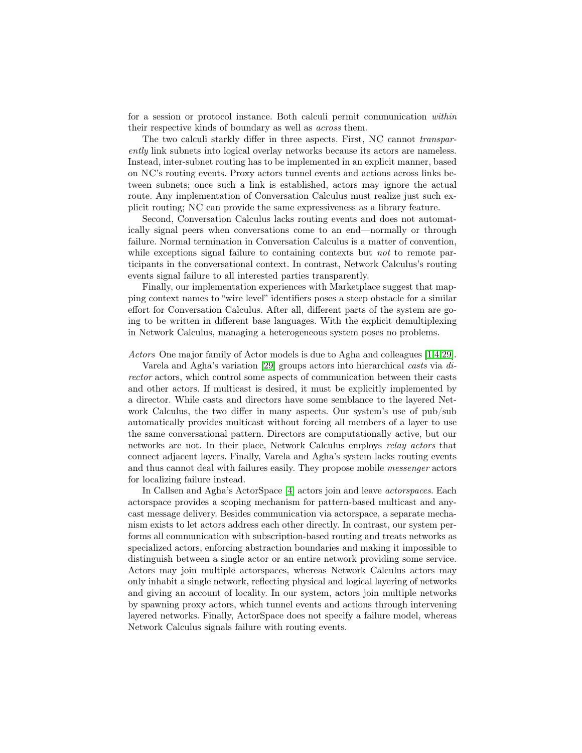for a session or protocol instance. Both calculi permit communication *within* their respective kinds of boundary as well as *across* them.

The two calculi starkly differ in three aspects. First, NC cannot *transparently* link subnets into logical overlay networks because its actors are nameless. Instead, inter-subnet routing has to be implemented in an explicit manner, based on NC's routing events. Proxy actors tunnel events and actions across links between subnets; once such a link is established, actors may ignore the actual route. Any implementation of Conversation Calculus must realize just such explicit routing; NC can provide the same expressiveness as a library feature.

Second, Conversation Calculus lacks routing events and does not automatically signal peers when conversations come to an end—normally or through failure. Normal termination in Conversation Calculus is a matter of convention, while exceptions signal failure to containing contexts but *not* to remote participants in the conversational context. In contrast, Network Calculus's routing events signal failure to all interested parties transparently.

Finally, our implementation experiences with Marketplace suggest that mapping context names to "wire level" identifiers poses a steep obstacle for a similar effort for Conversation Calculus. After all, different parts of the system are going to be written in different base languages. With the explicit demultiplexing in Network Calculus, managing a heterogeneous system poses no problems.

*Actors* One major family of Actor models is due to Agha and colleagues [1,4,29].

Varela and Agha's variation [29] groups actors into hierarchical *casts* via *director* actors, which control some aspects of communication between their casts and other actors. If multicast is desired, it must be explicitly implemented by a director. While casts and directors have some semblance to the layered Network Calculus, the two differ in many aspects. Our system's use of pub/sub automatically provides multicast without forcing all members of a layer to use the same conversational pattern. Directors are computationally active, but our networks are not. In their place, Network Calculus employs *relay actors* that connect adjacent layers. Finally, Varela and Agha's system lacks routing events and thus cannot deal with failures easily. They propose mobile *messenger* actors for localizing failure instead.

In Callsen and Agha's ActorSpace [4] actors join and leave *actorspaces*. Each actorspace provides a scoping mechanism for pattern-based multicast and anycast message delivery. Besides communication via actorspace, a separate mechanism exists to let actors address each other directly. In contrast, our system performs all communication with subscription-based routing and treats networks as specialized actors, enforcing abstraction boundaries and making it impossible to distinguish between a single actor or an entire network providing some service. Actors may join multiple actorspaces, whereas Network Calculus actors may only inhabit a single network, reflecting physical and logical layering of networks and giving an account of locality. In our system, actors join multiple networks by spawning proxy actors, which tunnel events and actions through intervening layered networks. Finally, ActorSpace does not specify a failure model, whereas Network Calculus signals failure with routing events.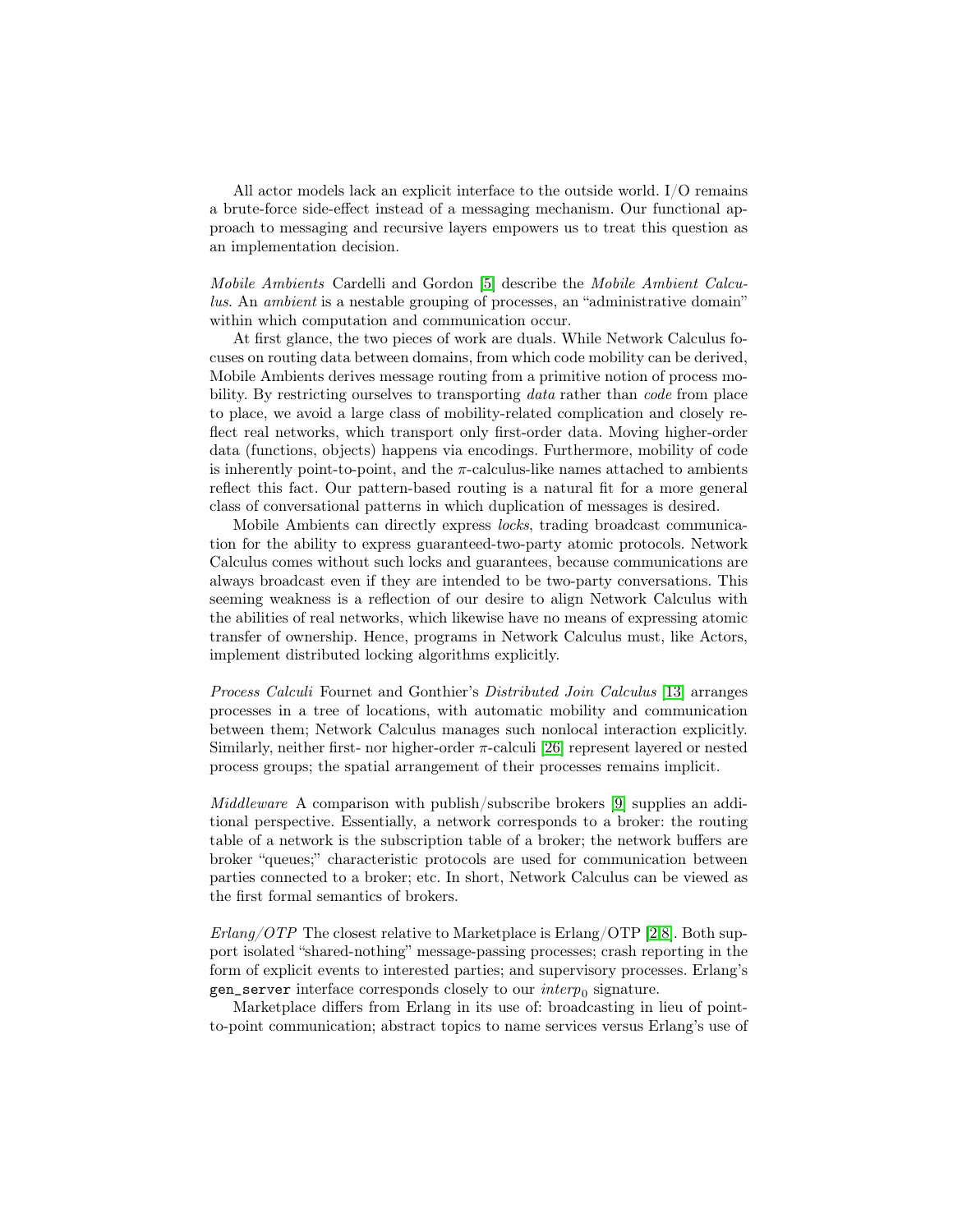All actor models lack an explicit interface to the outside world. I/O remains a brute-force side-effect instead of a messaging mechanism. Our functional approach to messaging and recursive layers empowers us to treat this question as an implementation decision.

*Mobile Ambients* Cardelli and Gordon [5] describe the *Mobile Ambient Calculus*. An *ambient* is a nestable grouping of processes, an "administrative domain" within which computation and communication occur.

At first glance, the two pieces of work are duals. While Network Calculus focuses on routing data between domains, from which code mobility can be derived, Mobile Ambients derives message routing from a primitive notion of process mobility. By restricting ourselves to transporting *data* rather than *code* from place to place, we avoid a large class of mobility-related complication and closely reflect real networks, which transport only first-order data. Moving higher-order data (functions, objects) happens via encodings. Furthermore, mobility of code is inherently point-to-point, and the $\pi$-calculus-like names attached to ambients reflect this fact. Our pattern-based routing is a natural fit for a more general class of conversational patterns in which duplication of messages is desired.

Mobile Ambients can directly express *locks*, trading broadcast communication for the ability to express guaranteed-two-party atomic protocols. Network Calculus comes without such locks and guarantees, because communications are always broadcast even if they are intended to be two-party conversations. This seeming weakness is a reflection of our desire to align Network Calculus with the abilities of real networks, which likewise have no means of expressing atomic transfer of ownership. Hence, programs in Network Calculus must, like Actors, implement distributed locking algorithms explicitly.

*Process Calculi* Fournet and Gonthier's *Distributed Join Calculus* [13] arranges processes in a tree of locations, with automatic mobility and communication between them; Network Calculus manages such nonlocal interaction explicitly. Similarly, neither first- nor higher-order $\pi$-calculi [26] represent layered or nested process groups; the spatial arrangement of their processes remains implicit.

*Middleware* A comparison with publish/subscribe brokers [9] supplies an additional perspective. Essentially, a network corresponds to a broker: the routing table of a network is the subscription table of a broker; the network buffers are broker "queues;" characteristic protocols are used for communication between parties connected to a broker; etc. In short, Network Calculus can be viewed as the first formal semantics of brokers.

*Erlang/OTP* The closest relative to Marketplace is Erlang/OTP [2,8]. Both support isolated "shared-nothing" message-passing processes; crash reporting in the form of explicit events to interested parties; and supervisory processes. Erlang's `gen_server` interface corresponds closely to our $interp_0$ signature.

Marketplace differs from Erlang in its use of: broadcasting in lieu of point-to-point communication; abstract topics to name services versus Erlang's use of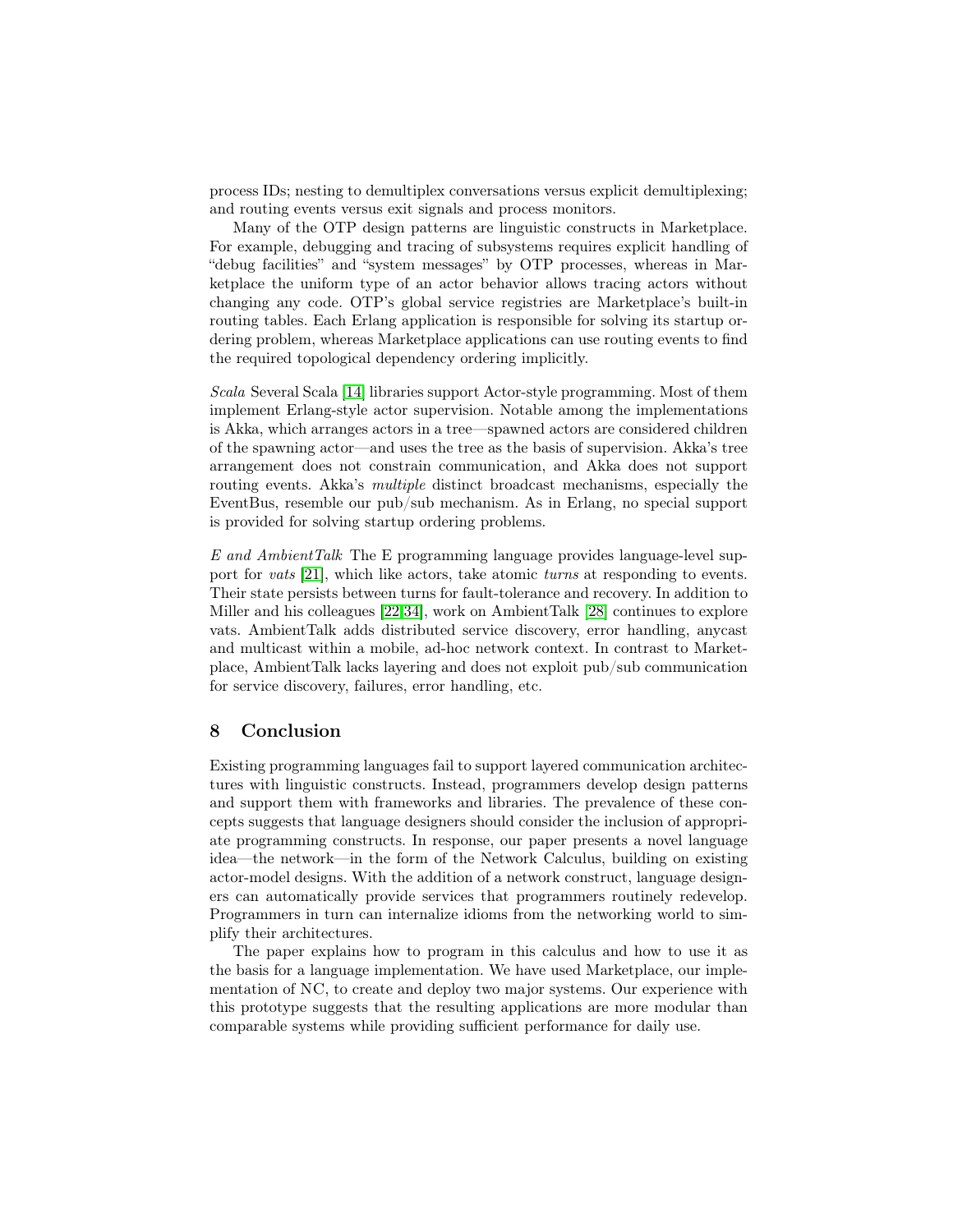process IDs; nesting to demultiplex conversations versus explicit demultiplexing; and routing events versus exit signals and process monitors.

Many of the OTP design patterns are linguistic constructs in Marketplace. For example, debugging and tracing of subsystems requires explicit handling of "debug facilities" and "system messages" by OTP processes, whereas in Marketplace the uniform type of an actor behavior allows tracing actors without changing any code. OTP's global service registries are Marketplace's built-in routing tables. Each Erlang application is responsible for solving its startup ordering problem, whereas Marketplace applications can use routing events to find the required topological dependency ordering implicitly.

*Scala* Several Scala [14] libraries support Actor-style programming. Most of them implement Erlang-style actor supervision. Notable among the implementations is Akka, which arranges actors in a tree—spawned actors are considered children of the spawning actor—and uses the tree as the basis of supervision. Akka's tree arrangement does not constrain communication, and Akka does not support routing events. Akka's *multiple* distinct broadcast mechanisms, especially the EventBus, resemble our pub/sub mechanism. As in Erlang, no special support is provided for solving startup ordering problems.

*E and AmbientTalk* The E programming language provides language-level support for *vats* [21], which like actors, take atomic *turns* at responding to events. Their state persists between turns for fault-tolerance and recovery. In addition to Miller and his colleagues [22,34], work on AmbientTalk [28] continues to explore vats. AmbientTalk adds distributed service discovery, error handling, anycast and multicast within a mobile, ad-hoc network context. In contrast to Marketplace, AmbientTalk lacks layering and does not exploit pub/sub communication for service discovery, failures, error handling, etc.

## 8 Conclusion

Existing programming languages fail to support layered communication architectures with linguistic constructs. Instead, programmers develop design patterns and support them with frameworks and libraries. The prevalence of these concepts suggests that language designers should consider the inclusion of appropriate programming constructs. In response, our paper presents a novel language idea—the network—in the form of the Network Calculus, building on existing actor-model designs. With the addition of a network construct, language designers can automatically provide services that programmers routinely redevelop. Programmers in turn can internalize idioms from the networking world to simplify their architectures.

The paper explains how to program in this calculus and how to use it as the basis for a language implementation. We have used Marketplace, our implementation of NC, to create and deploy two major systems. Our experience with this prototype suggests that the resulting applications are more modular than comparable systems while providing sufficient performance for daily use.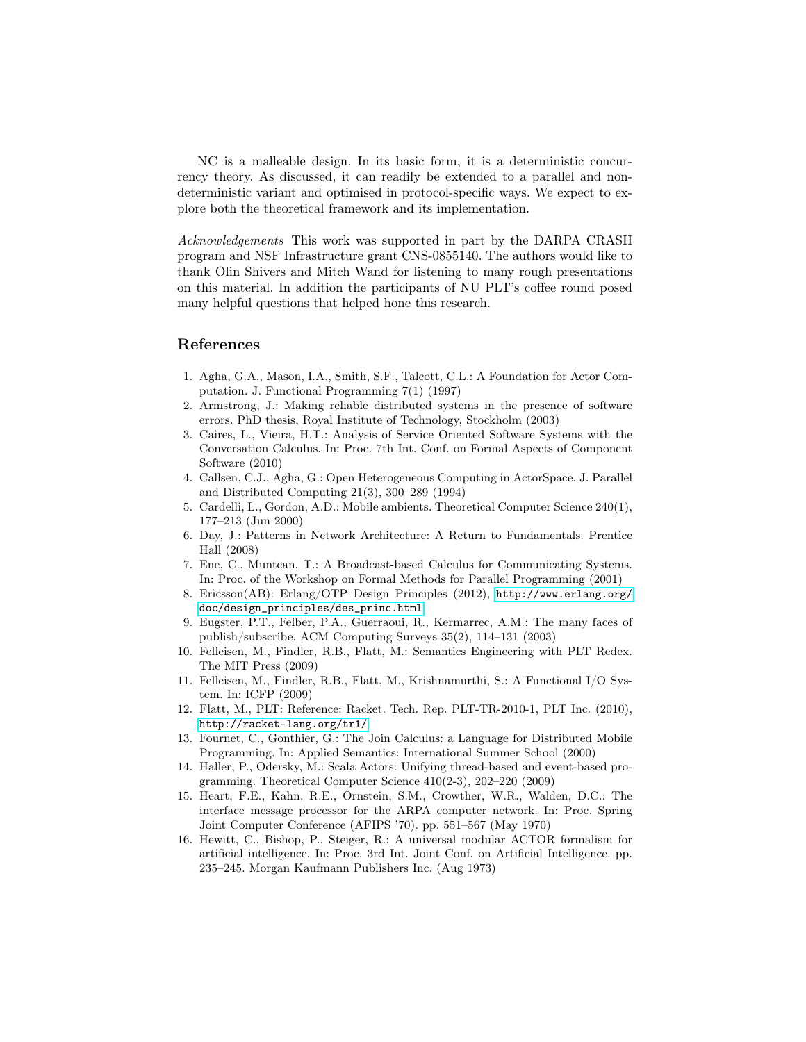NC is a malleable design. In its basic form, it is a deterministic concurrency theory. As discussed, it can readily be extended to a parallel and nondeterministic variant and optimised in protocol-specific ways. We expect to explore both the theoretical framework and its implementation.

*Acknowledgements* This work was supported in part by the DARPA CRASH program and NSF Infrastructure grant CNS-0855140. The authors would like to thank Olin Shivers and Mitch Wand for listening to many rough presentations on this material. In addition the participants of NU PLT's coffee round posed many helpful questions that helped hone this research.

## References

1. Agha, G.A., Mason, I.A., Smith, S.F., Talcott, C.L.: A Foundation for Actor Computation. J. Functional Programming 7(1) (1997)
2. Armstrong, J.: Making reliable distributed systems in the presence of software errors. PhD thesis, Royal Institute of Technology, Stockholm (2003)
3. Caires, L., Vieira, H.T.: Analysis of Service Oriented Software Systems with the Conversation Calculus. In: Proc. 7th Int. Conf. on Formal Aspects of Component Software (2010)
4. Callsen, C.J., Agha, G.: Open Heterogeneous Computing in ActorSpace. J. Parallel and Distributed Computing 21(3), 300–289 (1994)
5. Cardelli, L., Gordon, A.D.: Mobile ambients. Theoretical Computer Science 240(1), 177–213 (Jun 2000)
6. Day, J.: Patterns in Network Architecture: A Return to Fundamentals. Prentice Hall (2008)
7. Ene, C., Muntean, T.: A Broadcast-based Calculus for Communicating Systems. In: Proc. of the Workshop on Formal Methods for Parallel Programming (2001)
8. Ericsson(AB): Erlang/OTP Design Principles (2012), http://www.erlang.org/doc/design_principles/des_princ.html
9. Eugster, P.T., Felber, P.A., Guerraoui, R., Kermarrec, A.M.: The many faces of publish/subscribe. ACM Computing Surveys 35(2), 114–131 (2003)
10. Felleisen, M., Findler, R.B., Flatt, M.: Semantics Engineering with PLT Redex. The MIT Press (2009)
11. Felleisen, M., Findler, R.B., Flatt, M., Krishnamurthi, S.: A Functional I/O System. In: ICFP (2009)
12. Flatt, M., PLT: Reference: Racket. Tech. Rep. PLT-TR-2010-1, PLT Inc. (2010), http://racket-lang.org/tr1/
13. Fournet, C., Gonthier, G.: The Join Calculus: a Language for Distributed Mobile Programming. In: Applied Semantics: International Summer School (2000)
14. Haller, P., Odersky, M.: Scala Actors: Unifying thread-based and event-based programming. Theoretical Computer Science 410(2-3), 202–220 (2009)
15. Heart, F.E., Kahn, R.E., Ornstein, S.M., Crowther, W.R., Walden, D.C.: The interface message processor for the ARPA computer network. In: Proc. Spring Joint Computer Conference (AFIPS '70). pp. 551–567 (May 1970)
16. Hewitt, C., Bishop, P., Steiger, R.: A universal modular ACTOR formalism for artificial intelligence. In: Proc. 3rd Int. Joint Conf. on Artificial Intelligence. pp. 235–245. Morgan Kaufmann Publishers Inc. (Aug 1973)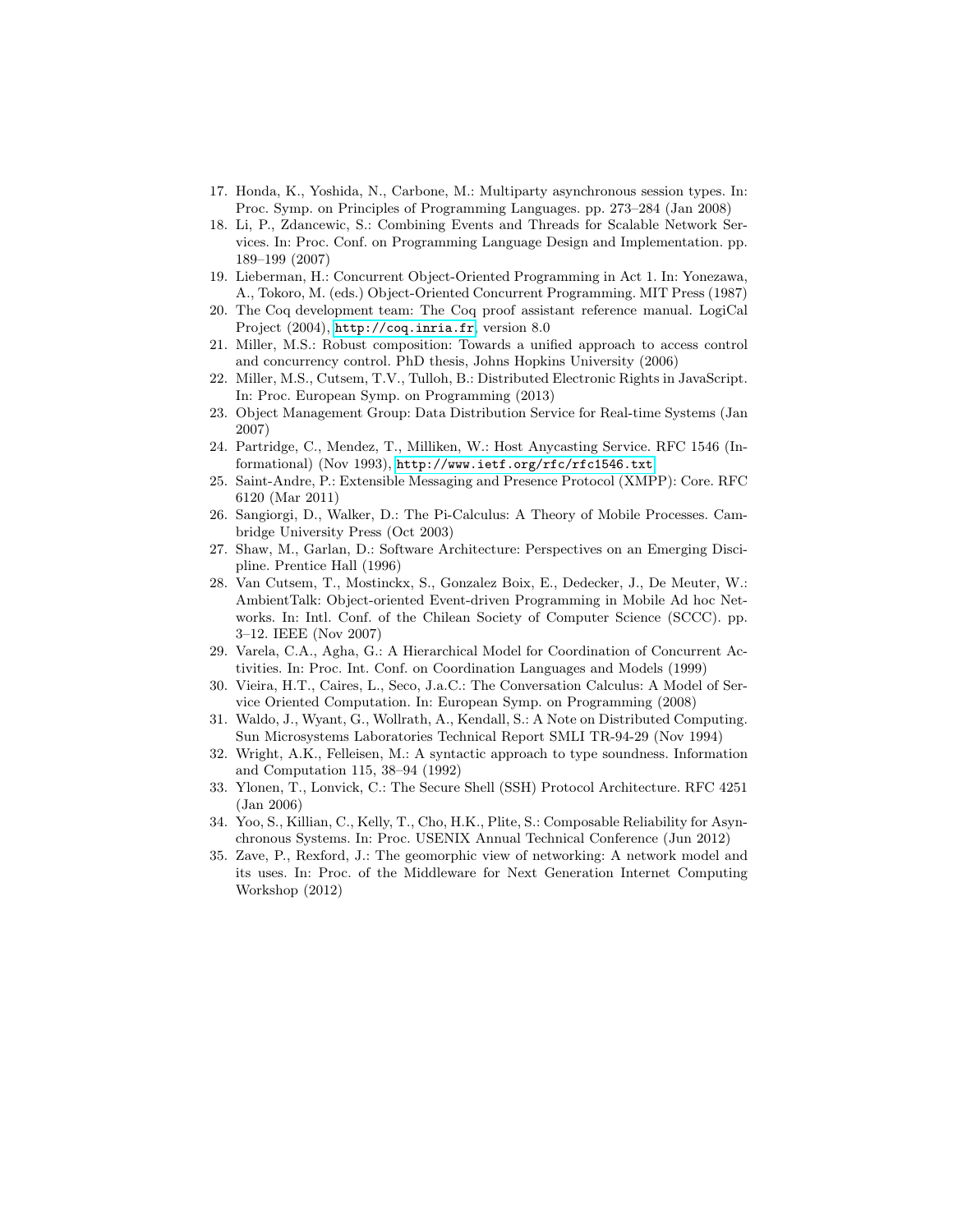17. Honda, K., Yoshida, N., Carbone, M.: Multiparty asynchronous session types. In: Proc. Symp. on Principles of Programming Languages. pp. 273–284 (Jan 2008)
18. Li, P., Zdancewic, S.: Combining Events and Threads for Scalable Network Services. In: Proc. Conf. on Programming Language Design and Implementation. pp. 189–199 (2007)
19. Lieberman, H.: Concurrent Object-Oriented Programming in Act 1. In: Yonezawa, A., Tokoro, M. (eds.) Object-Oriented Concurrent Programming. MIT Press (1987)
20. The Coq development team: The Coq proof assistant reference manual. LogiCal Project (2004), http://coq.inria.fr, version 8.0
21. Miller, M.S.: Robust composition: Towards a unified approach to access control and concurrency control. PhD thesis, Johns Hopkins University (2006)
22. Miller, M.S., Cutsem, T.V., Tulloh, B.: Distributed Electronic Rights in JavaScript. In: Proc. European Symp. on Programming (2013)
23. Object Management Group: Data Distribution Service for Real-time Systems (Jan 2007)
24. Partridge, C., Mendez, T., Milliken, W.: Host Anycasting Service. RFC 1546 (Informational) (Nov 1993), http://www.ietf.org/rfc/rfc1546.txt
25. Saint-Andre, P.: Extensible Messaging and Presence Protocol (XMPP): Core. RFC 6120 (Mar 2011)
26. Sangiorgi, D., Walker, D.: The Pi-Calculus: A Theory of Mobile Processes. Cambridge University Press (Oct 2003)
27. Shaw, M., Garlan, D.: Software Architecture: Perspectives on an Emerging Discipline. Prentice Hall (1996)
28. Van Cutsem, T., Mostinckx, S., Gonzalez Boix, E., Dedecker, J., De Meuter, W.: AmbientTalk: Object-oriented Event-driven Programming in Mobile Ad hoc Networks. In: Intl. Conf. of the Chilean Society of Computer Science (SCCC). pp. 3–12. IEEE (Nov 2007)
29. Varela, C.A., Agha, G.: A Hierarchical Model for Coordination of Concurrent Activities. In: Proc. Int. Conf. on Coordination Languages and Models (1999)
30. Vieira, H.T., Caires, L., Seco, J.a.C.: The Conversation Calculus: A Model of Service Oriented Computation. In: European Symp. on Programming (2008)
31. Waldo, J., Wyant, G., Wollrath, A., Kendall, S.: A Note on Distributed Computing. Sun Microsystems Laboratories Technical Report SMLI TR-94-29 (Nov 1994)
32. Wright, A.K., Felleisen, M.: A syntactic approach to type soundness. Information and Computation 115, 38–94 (1992)
33. Ylonen, T., Lonvick, C.: The Secure Shell (SSH) Protocol Architecture. RFC 4251 (Jan 2006)
34. Yoo, S., Killian, C., Kelly, T., Cho, H.K., Plite, S.: Composable Reliability for Asynchronous Systems. In: Proc. USENIX Annual Technical Conference (Jun 2012)
35. Zave, P., Rexford, J.: The geomorphic view of networking: A network model and its uses. In: Proc. of the Middleware for Next Generation Internet Computing Workshop (2012)